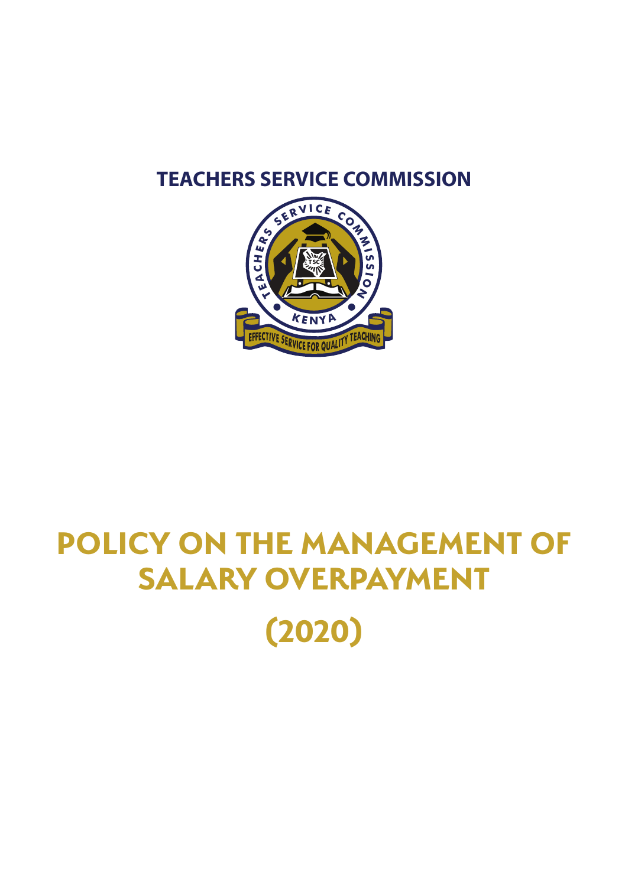# TEACHERS SERVICE COMMISSION

# POLICY ON THE MANAGEMENT OF SALARY OVERPAYMENT

# (2020)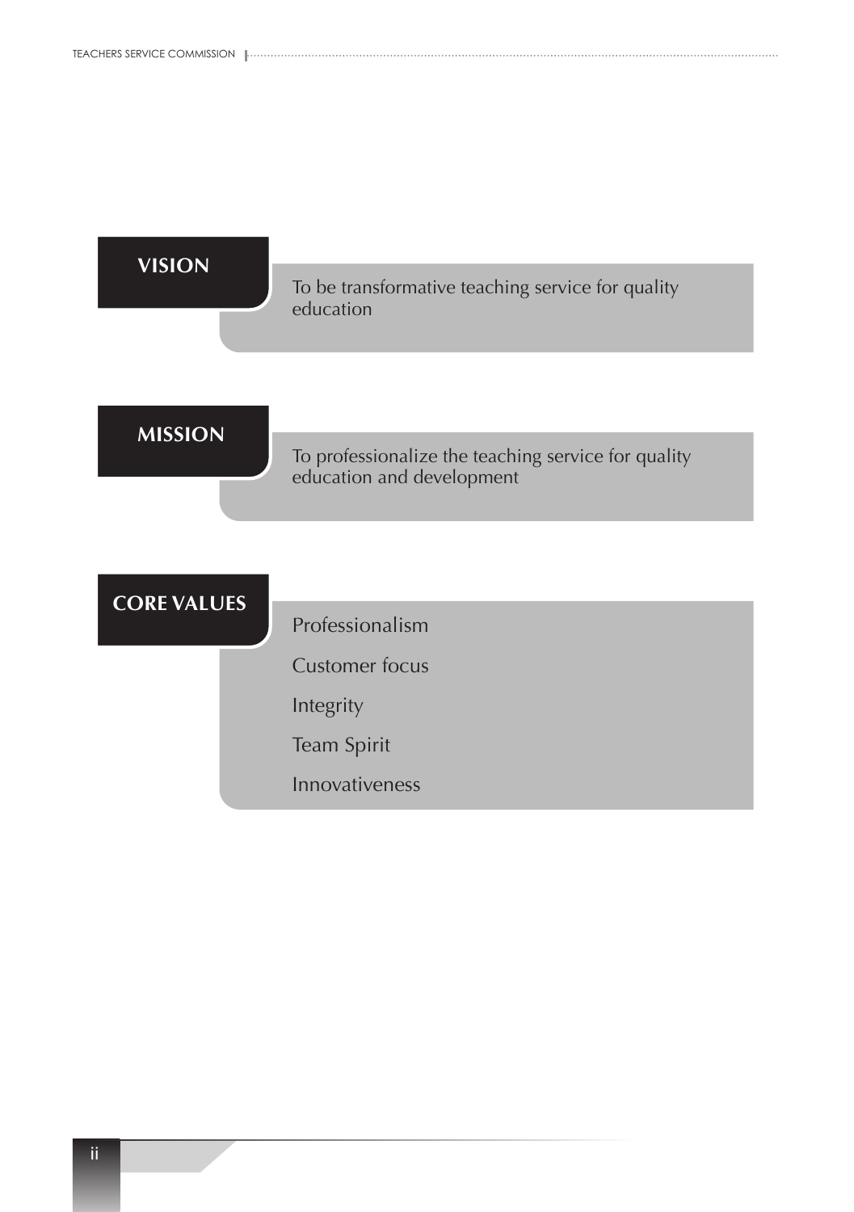## VISION

To be transformative teaching service for quality education

## MISSION

To professionalize the teaching service for quality education and development

## CORE VALUES

- Professionalism
- Customer focus
- Integrity
- Team Spirit
- Innovativeness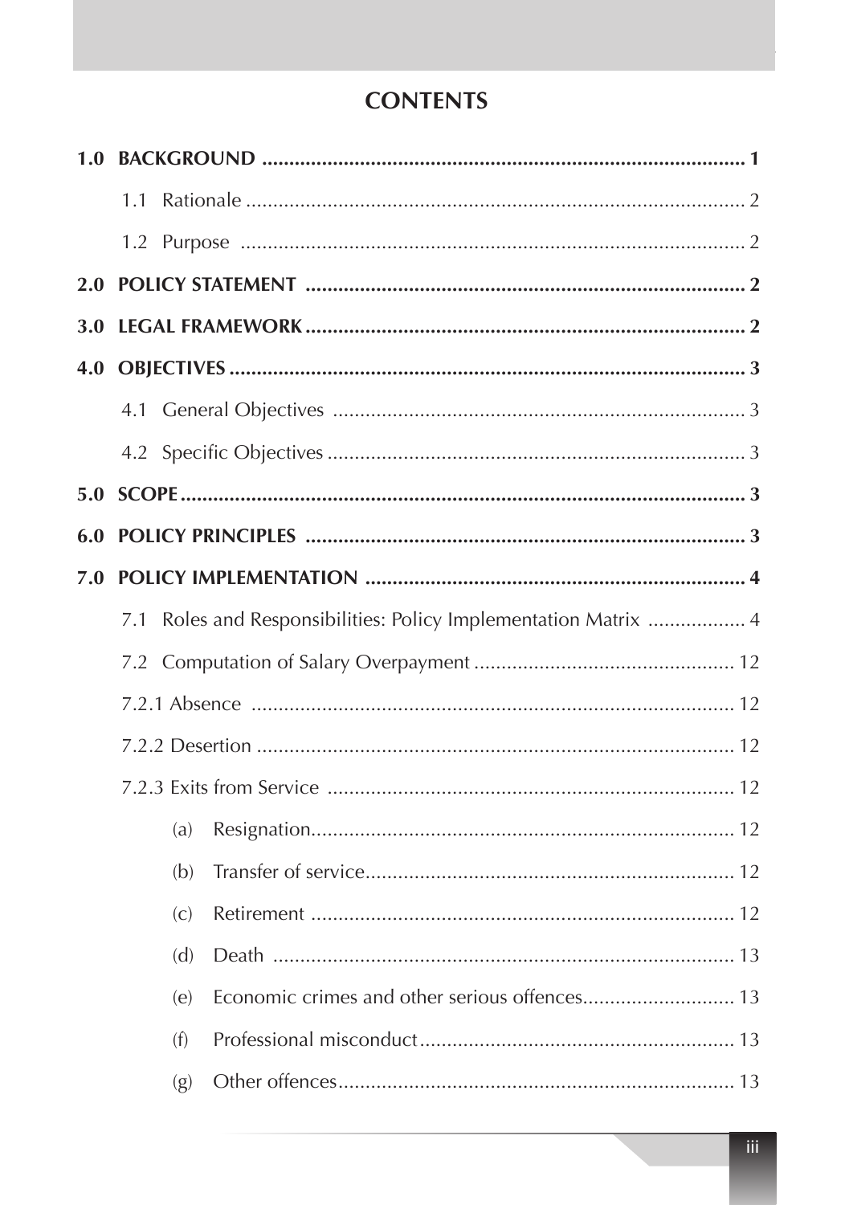## CONTENTS

**1.0 BACKGROUND ........................................................................................ 1**

- 1.1 Rationale ........................................................................................ 2
- 1.2 Purpose ......................................................................................... 2

**2.0 POLICY STATEMENT ................................................................................ 2**

**3.0 LEGAL FRAMEWORK ................................................................................ 2**

**4.0 OBJECTIVES ............................................................................................ 3**

- 4.1 General Objectives ........................................................................ 3
- 4.2 Specific Objectives ......................................................................... 3

**5.0 SCOPE ..................................................................................................... 3**

**6.0 POLICY PRINCIPLES ................................................................................ 3**

**7.0 POLICY IMPLEMENTATION ..................................................................... 4**

- 7.1 Roles and Responsibilities: Policy Implementation Matrix .................. 4
- 7.2 Computation of Salary Overpayment ................................................ 12
- 7.2.1 Absence ....................................................................................... 12
- 7.2.2 Desertion ..................................................................................... 12
- 7.2.3 Exits from Service ......................................................................... 12
    - (a) Resignation ............................................................................. 12
    - (b) Transfer of service .................................................................... 12
    - (c) Retirement .............................................................................. 12
    - (d) Death ..................................................................................... 13
    - (e) Economic crimes and other serious offences ............................ 13
    - (f) Professional misconduct ........................................................... 13
    - (g) Other offences ......................................................................... 13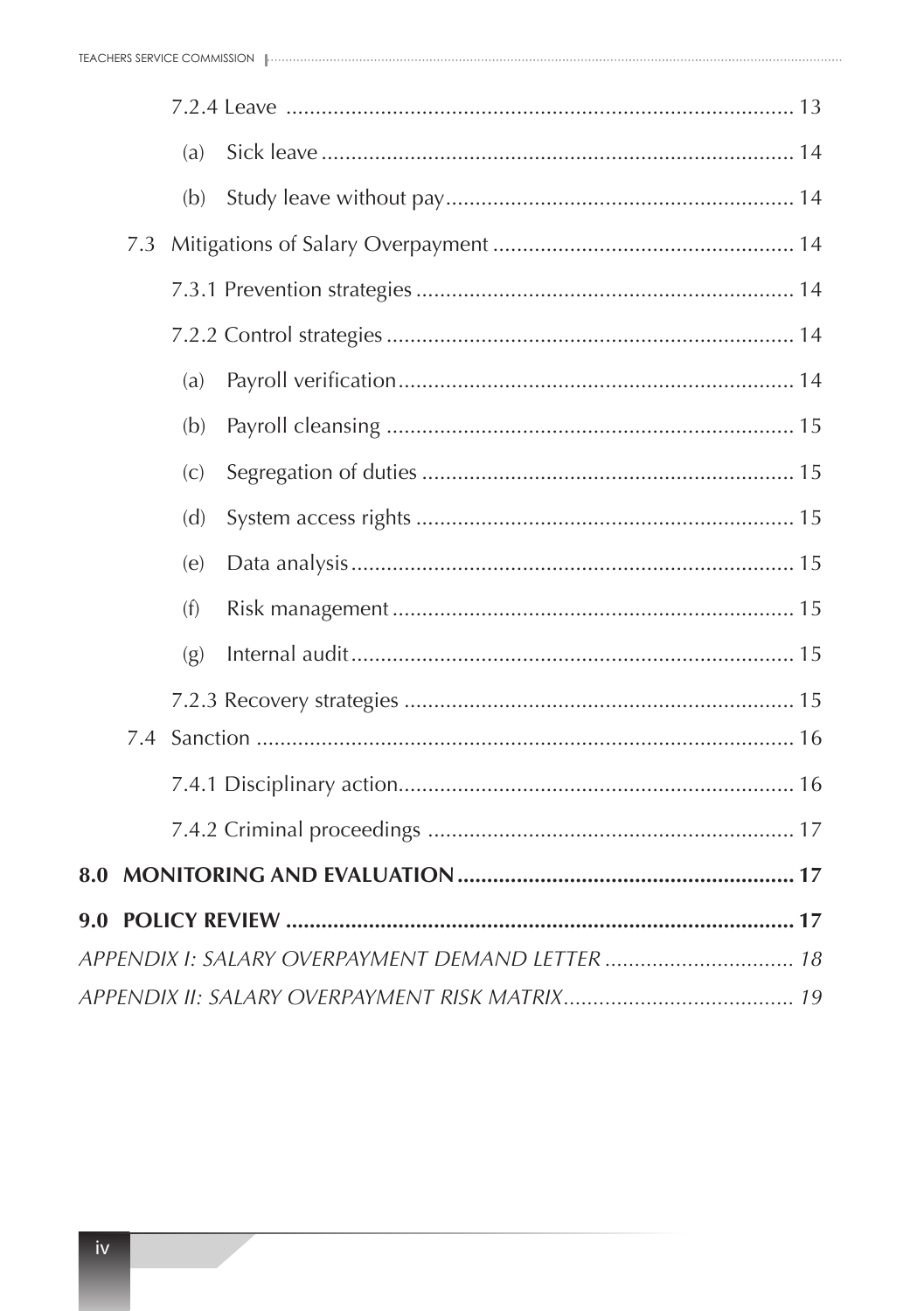7.2.4 Leave ........................................................................................ 13

(a) Sick leave ................................................................................ 14

(b) Study leave without pay........................................................... 14

7.3 Mitigations of Salary Overpayment .................................................. 14

7.3.1 Prevention strategies ................................................................ 14

7.2.2 Control strategies ..................................................................... 14

(a) Payroll verification................................................................... 14

(b) Payroll cleansing ..................................................................... 15

(c) Segregation of duties ............................................................... 15

(d) System access rights ................................................................ 15

(e) Data analysis........................................................................... 15

(f) Risk management .................................................................... 15

(g) Internal audit........................................................................... 15

7.2.3 Recovery strategies .................................................................. 15

7.4 Sanction ........................................................................................... 16

7.4.1 Disciplinary action.................................................................... 16

7.4.2 Criminal proceedings ............................................................... 17

**8.0 MONITORING AND EVALUATION ......................................................... 17**

**9.0 POLICY REVIEW ........................................................................................ 17**

*APPENDIX I: SALARY OVERPAYMENT DEMAND LETTER ................................ 18*

*APPENDIX II: SALARY OVERPAYMENT RISK MATRIX....................................... 19*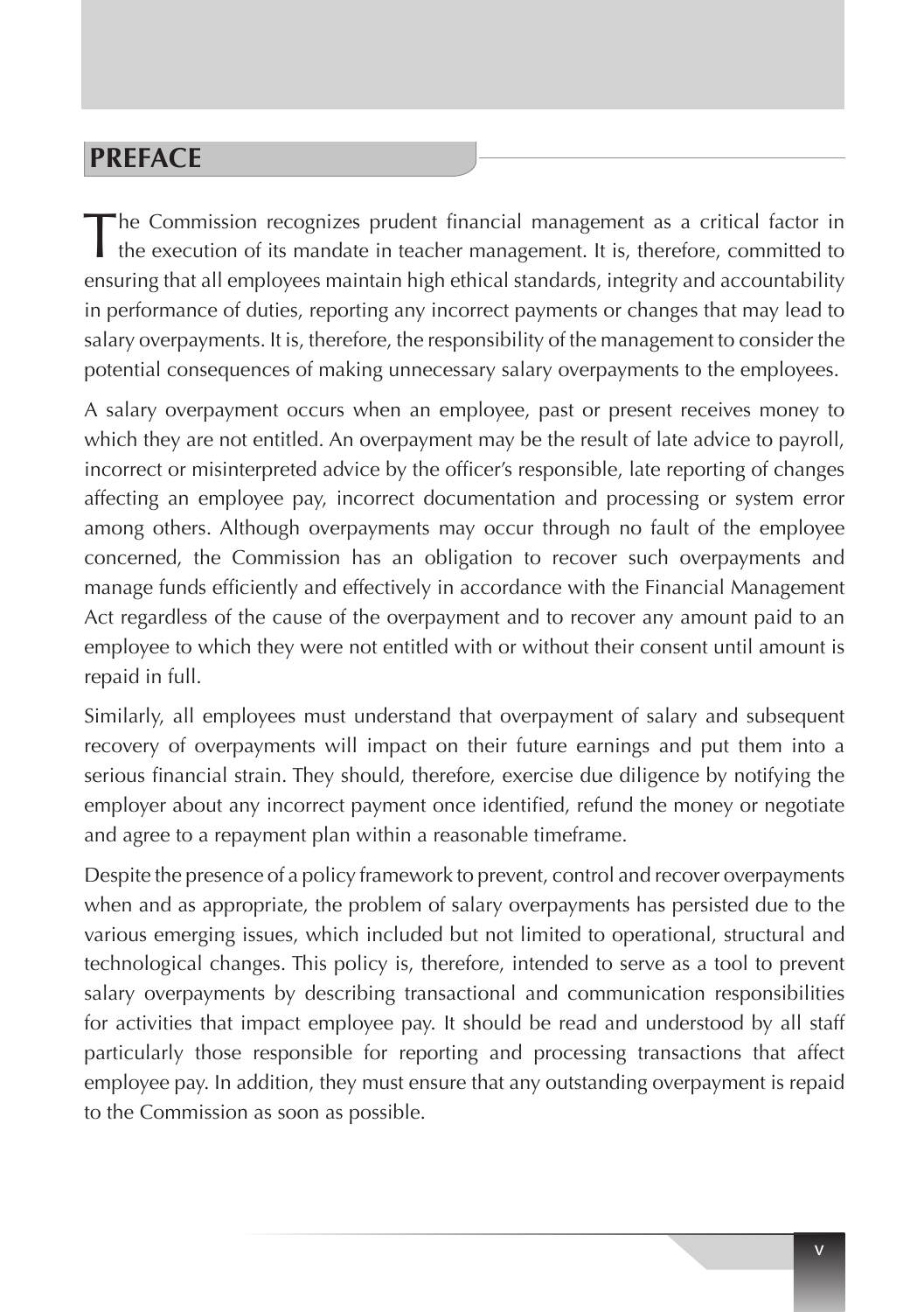## PREFACE

The Commission recognizes prudent financial management as a critical factor in the execution of its mandate in teacher management. It is, therefore, committed to ensuring that all employees maintain high ethical standards, integrity and accountability in performance of duties, reporting any incorrect payments or changes that may lead to salary overpayments. It is, therefore, the responsibility of the management to consider the potential consequences of making unnecessary salary overpayments to the employees.

A salary overpayment occurs when an employee, past or present receives money to which they are not entitled. An overpayment may be the result of late advice to payroll, incorrect or misinterpreted advice by the officer's responsible, late reporting of changes affecting an employee pay, incorrect documentation and processing or system error among others. Although overpayments may occur through no fault of the employee concerned, the Commission has an obligation to recover such overpayments and manage funds efficiently and effectively in accordance with the Financial Management Act regardless of the cause of the overpayment and to recover any amount paid to an employee to which they were not entitled with or without their consent until amount is repaid in full.

Similarly, all employees must understand that overpayment of salary and subsequent recovery of overpayments will impact on their future earnings and put them into a serious financial strain. They should, therefore, exercise due diligence by notifying the employer about any incorrect payment once identified, refund the money or negotiate and agree to a repayment plan within a reasonable timeframe.

Despite the presence of a policy framework to prevent, control and recover overpayments when and as appropriate, the problem of salary overpayments has persisted due to the various emerging issues, which included but not limited to operational, structural and technological changes. This policy is, therefore, intended to serve as a tool to prevent salary overpayments by describing transactional and communication responsibilities for activities that impact employee pay. It should be read and understood by all staff particularly those responsible for reporting and processing transactions that affect employee pay. In addition, they must ensure that any outstanding overpayment is repaid to the Commission as soon as possible.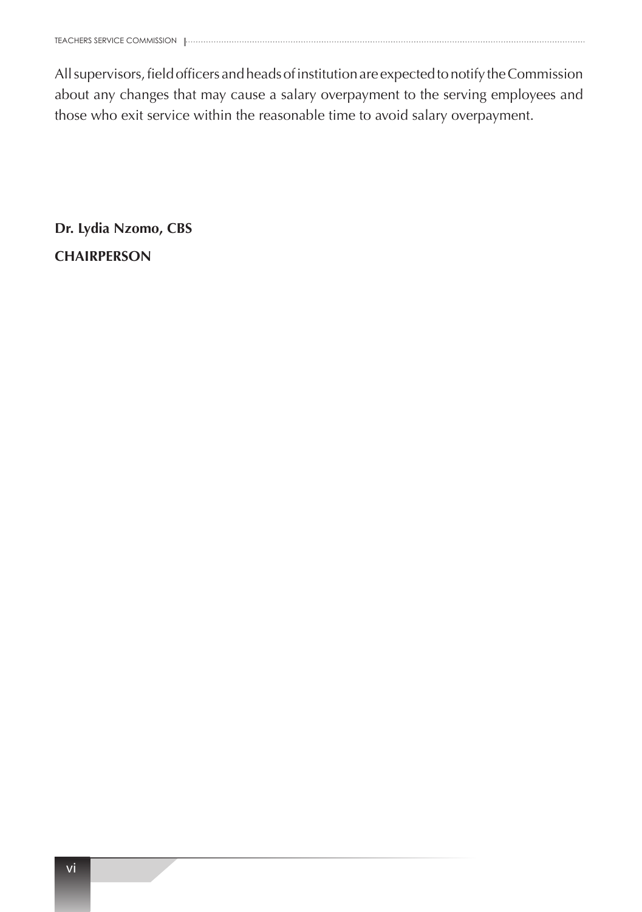All supervisors, field officers and heads of institution are expected to notify the Commission about any changes that may cause a salary overpayment to the serving employees and those who exit service within the reasonable time to avoid salary overpayment.

**Dr. Lydia Nzomo, CBS**

**CHAIRPERSON**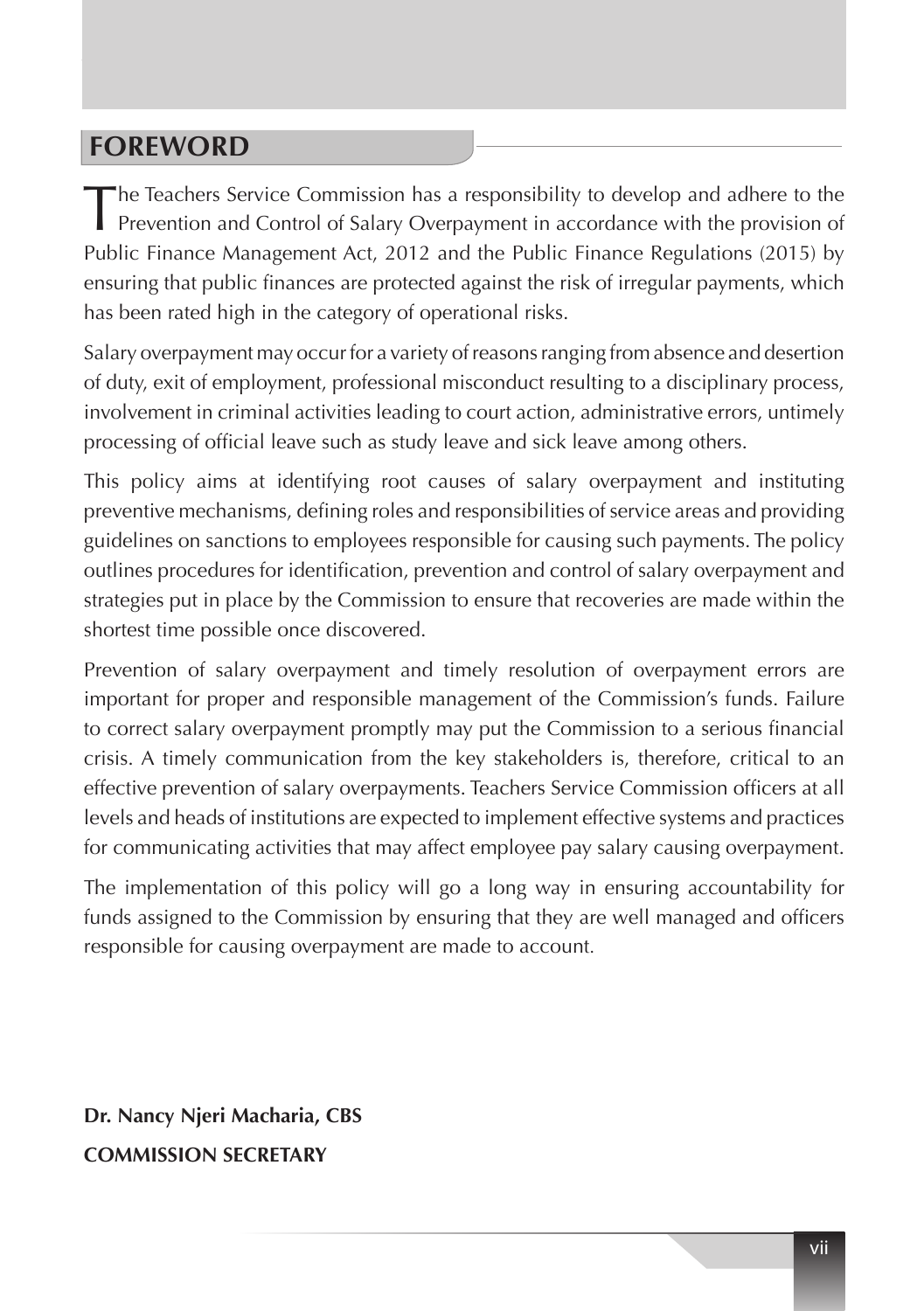## FOREWORD

The Teachers Service Commission has a responsibility to develop and adhere to the Prevention and Control of Salary Overpayment in accordance with the provision of Public Finance Management Act, 2012 and the Public Finance Regulations (2015) by ensuring that public finances are protected against the risk of irregular payments, which has been rated high in the category of operational risks.

Salary overpayment may occur for a variety of reasons ranging from absence and desertion of duty, exit of employment, professional misconduct resulting to a disciplinary process, involvement in criminal activities leading to court action, administrative errors, untimely processing of official leave such as study leave and sick leave among others.

This policy aims at identifying root causes of salary overpayment and instituting preventive mechanisms, defining roles and responsibilities of service areas and providing guidelines on sanctions to employees responsible for causing such payments. The policy outlines procedures for identification, prevention and control of salary overpayment and strategies put in place by the Commission to ensure that recoveries are made within the shortest time possible once discovered.

Prevention of salary overpayment and timely resolution of overpayment errors are important for proper and responsible management of the Commission's funds. Failure to correct salary overpayment promptly may put the Commission to a serious financial crisis. A timely communication from the key stakeholders is, therefore, critical to an effective prevention of salary overpayments. Teachers Service Commission officers at all levels and heads of institutions are expected to implement effective systems and practices for communicating activities that may affect employee pay salary causing overpayment.

The implementation of this policy will go a long way in ensuring accountability for funds assigned to the Commission by ensuring that they are well managed and officers responsible for causing overpayment are made to account.

**Dr. Nancy Njeri Macharia, CBS**

**COMMISSION SECRETARY**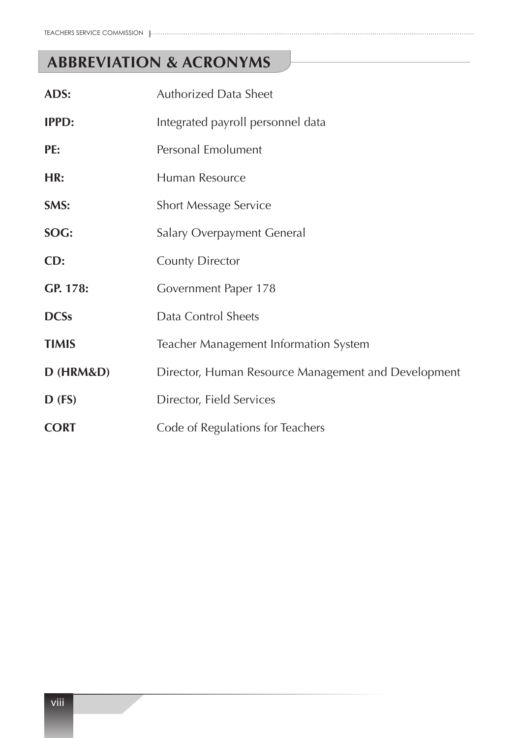## ABBREVIATION & ACRONYMS

| | |
|---|---|
| **ADS:** | Authorized Data Sheet |
| **IPPD:** | Integrated payroll personnel data |
| **PE:** | Personal Emolument |
| **HR:** | Human Resource |
| **SMS:** | Short Message Service |
| **SOG:** | Salary Overpayment General |
| **CD:** | County Director |
| **GP. 178:** | Government Paper 178 |
| **DCSs** | Data Control Sheets |
| **TIMIS** | Teacher Management Information System |
| **D (HRM&D)** | Director, Human Resource Management and Development |
| **D (FS)** | Director, Field Services |
| **CORT** | Code of Regulations for Teachers |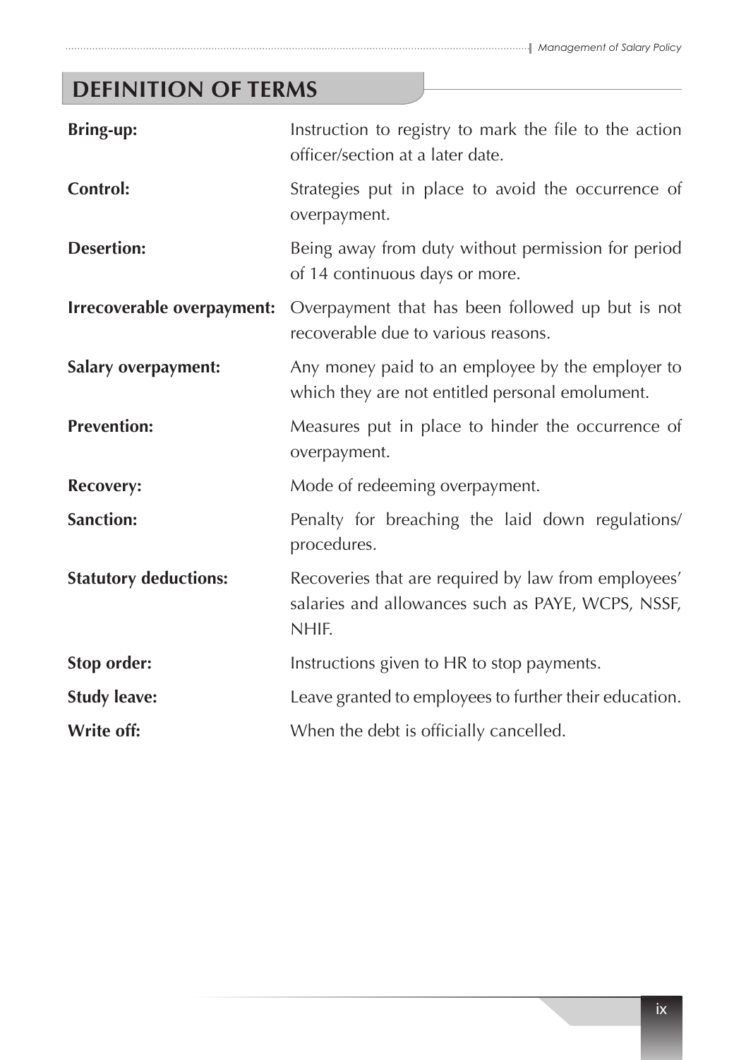## DEFINITION OF TERMS

**Bring-up:** Instruction to registry to mark the file to the action officer/section at a later date.

**Control:** Strategies put in place to avoid the occurrence of overpayment.

**Desertion:** Being away from duty without permission for period of 14 continuous days or more.

**Irrecoverable overpayment:** Overpayment that has been followed up but is not recoverable due to various reasons.

**Salary overpayment:** Any money paid to an employee by the employer to which they are not entitled personal emolument.

**Prevention:** Measures put in place to hinder the occurrence of overpayment.

**Recovery:** Mode of redeeming overpayment.

**Sanction:** Penalty for breaching the laid down regulations/ procedures.

**Statutory deductions:** Recoveries that are required by law from employees' salaries and allowances such as PAYE, WCPS, NSSF, NHIF.

**Stop order:** Instructions given to HR to stop payments.

**Study leave:** Leave granted to employees to further their education.

**Write off:** When the debt is officially cancelled.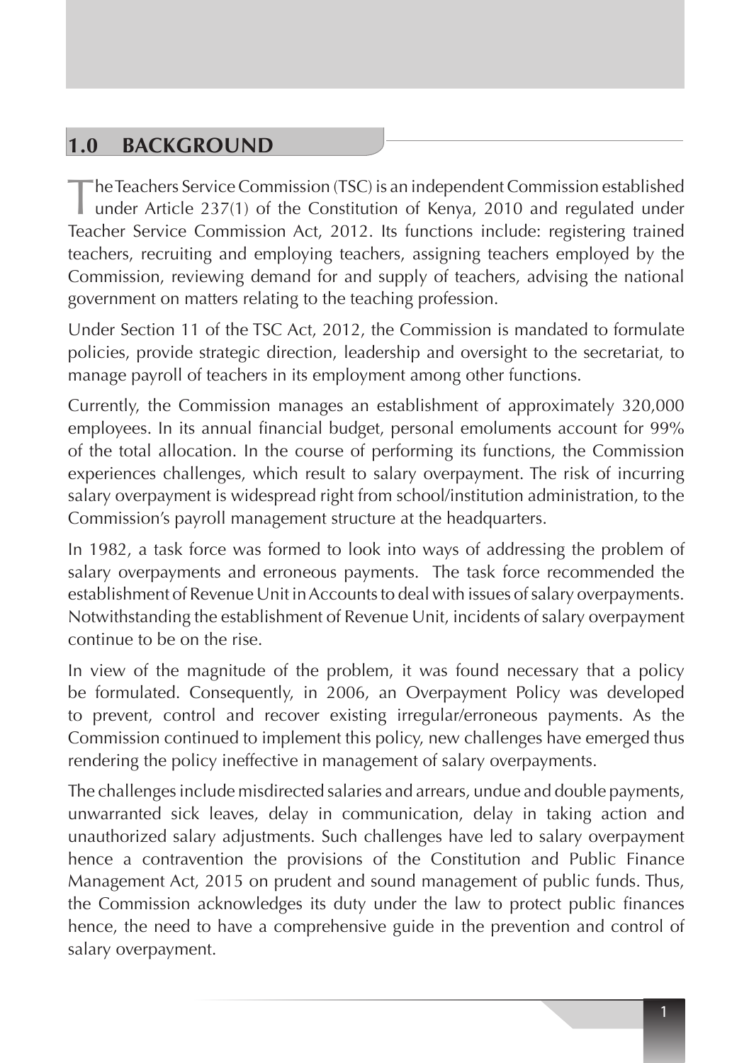## 1.0 BACKGROUND

The Teachers Service Commission (TSC) is an independent Commission established under Article 237(1) of the Constitution of Kenya, 2010 and regulated under Teacher Service Commission Act, 2012. Its functions include: registering trained teachers, recruiting and employing teachers, assigning teachers employed by the Commission, reviewing demand for and supply of teachers, advising the national government on matters relating to the teaching profession.

Under Section 11 of the TSC Act, 2012, the Commission is mandated to formulate policies, provide strategic direction, leadership and oversight to the secretariat, to manage payroll of teachers in its employment among other functions.

Currently, the Commission manages an establishment of approximately 320,000 employees. In its annual financial budget, personal emoluments account for 99% of the total allocation. In the course of performing its functions, the Commission experiences challenges, which result to salary overpayment. The risk of incurring salary overpayment is widespread right from school/institution administration, to the Commission's payroll management structure at the headquarters.

In 1982, a task force was formed to look into ways of addressing the problem of salary overpayments and erroneous payments. The task force recommended the establishment of Revenue Unit in Accounts to deal with issues of salary overpayments. Notwithstanding the establishment of Revenue Unit, incidents of salary overpayment continue to be on the rise.

In view of the magnitude of the problem, it was found necessary that a policy be formulated. Consequently, in 2006, an Overpayment Policy was developed to prevent, control and recover existing irregular/erroneous payments. As the Commission continued to implement this policy, new challenges have emerged thus rendering the policy ineffective in management of salary overpayments.

The challenges include misdirected salaries and arrears, undue and double payments, unwarranted sick leaves, delay in communication, delay in taking action and unauthorized salary adjustments. Such challenges have led to salary overpayment hence a contravention the provisions of the Constitution and Public Finance Management Act, 2015 on prudent and sound management of public funds. Thus, the Commission acknowledges its duty under the law to protect public finances hence, the need to have a comprehensive guide in the prevention and control of salary overpayment.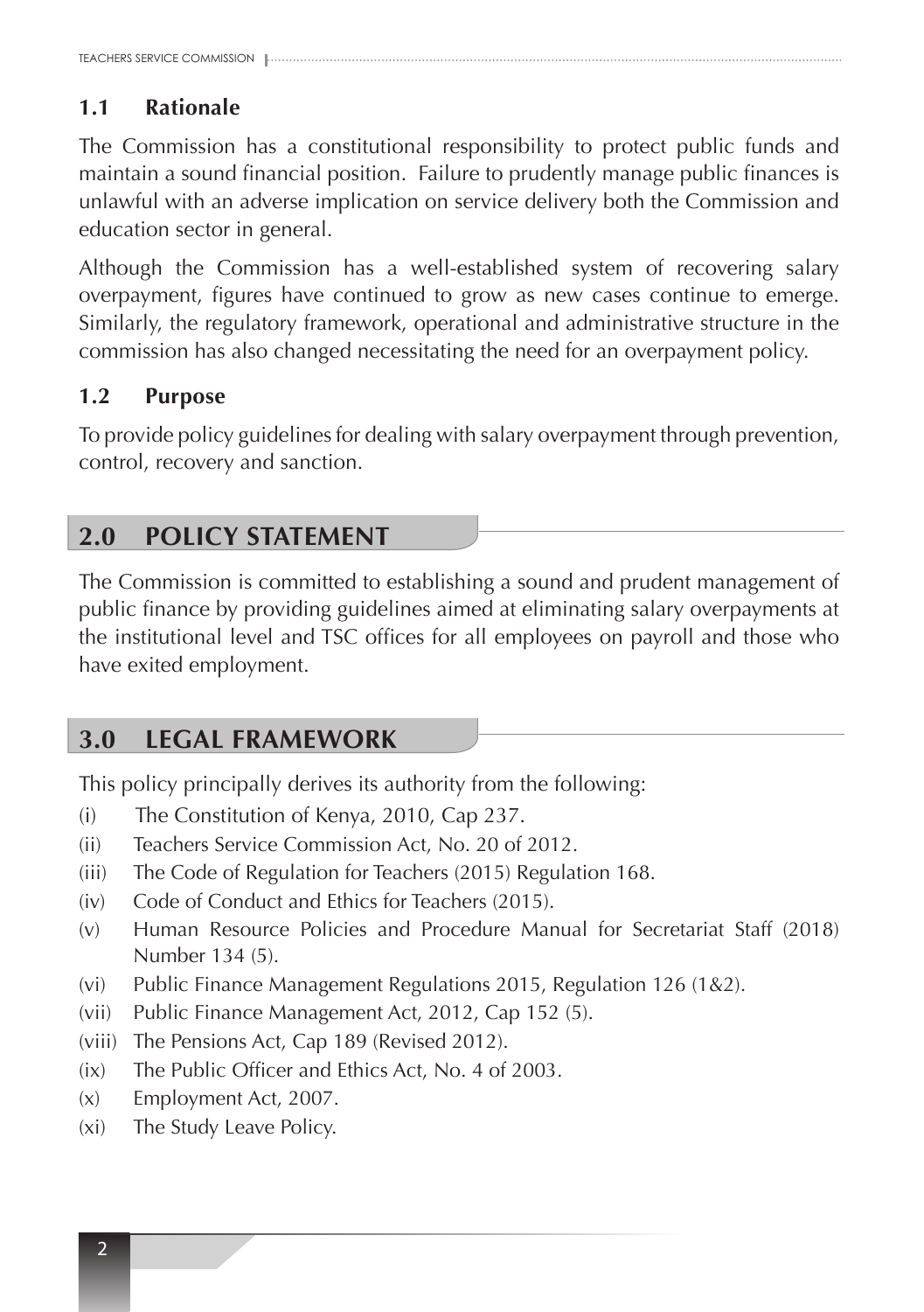### 1.1 Rationale

The Commission has a constitutional responsibility to protect public funds and maintain a sound financial position. Failure to prudently manage public finances is unlawful with an adverse implication on service delivery both the Commission and education sector in general.

Although the Commission has a well-established system of recovering salary overpayment, figures have continued to grow as new cases continue to emerge. Similarly, the regulatory framework, operational and administrative structure in the commission has also changed necessitating the need for an overpayment policy.

### 1.2 Purpose

To provide policy guidelines for dealing with salary overpayment through prevention, control, recovery and sanction.

## 2.0 POLICY STATEMENT

The Commission is committed to establishing a sound and prudent management of public finance by providing guidelines aimed at eliminating salary overpayments at the institutional level and TSC offices for all employees on payroll and those who have exited employment.

## 3.0 LEGAL FRAMEWORK

This policy principally derives its authority from the following:

(i) The Constitution of Kenya, 2010, Cap 237.
(ii) Teachers Service Commission Act, No. 20 of 2012.
(iii) The Code of Regulation for Teachers (2015) Regulation 168.
(iv) Code of Conduct and Ethics for Teachers (2015).
(v) Human Resource Policies and Procedure Manual for Secretariat Staff (2018) Number 134 (5).
(vi) Public Finance Management Regulations 2015, Regulation 126 (1&2).
(vii) Public Finance Management Act, 2012, Cap 152 (5).
(viii) The Pensions Act, Cap 189 (Revised 2012).
(ix) The Public Officer and Ethics Act, No. 4 of 2003.
(x) Employment Act, 2007.
(xi) The Study Leave Policy.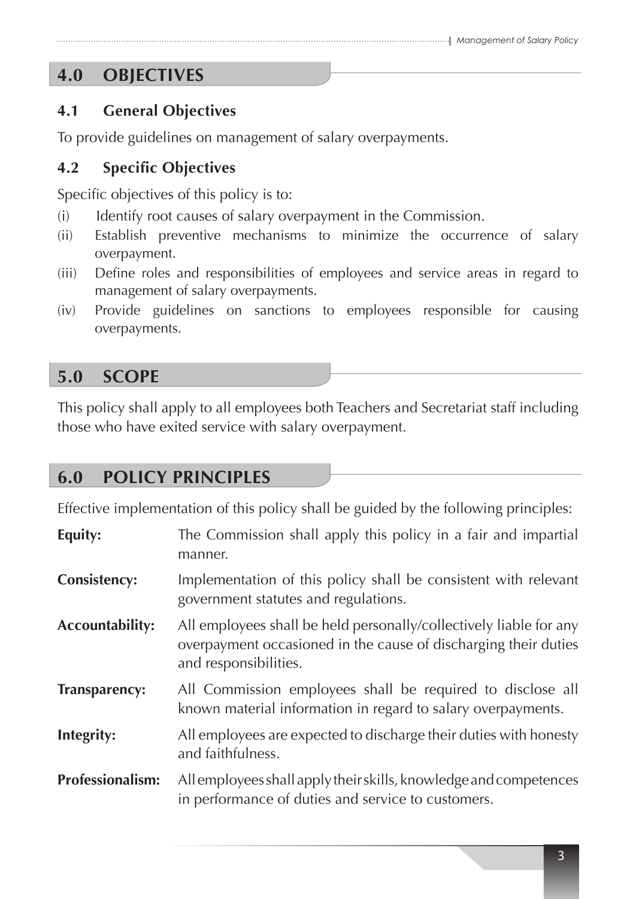## 4.0 OBJECTIVES

### 4.1 General Objectives

To provide guidelines on management of salary overpayments.

### 4.2 Specific Objectives

Specific objectives of this policy is to:

(i) Identify root causes of salary overpayment in the Commission.
(ii) Establish preventive mechanisms to minimize the occurrence of salary overpayment.
(iii) Define roles and responsibilities of employees and service areas in regard to management of salary overpayments.
(iv) Provide guidelines on sanctions to employees responsible for causing overpayments.

## 5.0 SCOPE

This policy shall apply to all employees both Teachers and Secretariat staff including those who have exited service with salary overpayment.

## 6.0 POLICY PRINCIPLES

Effective implementation of this policy shall be guided by the following principles:

**Equity:** The Commission shall apply this policy in a fair and impartial manner.

**Consistency:** Implementation of this policy shall be consistent with relevant government statutes and regulations.

**Accountability:** All employees shall be held personally/collectively liable for any overpayment occasioned in the cause of discharging their duties and responsibilities.

**Transparency:** All Commission employees shall be required to disclose all known material information in regard to salary overpayments.

**Integrity:** All employees are expected to discharge their duties with honesty and faithfulness.

**Professionalism:** All employees shall apply their skills, knowledge and competences in performance of duties and service to customers.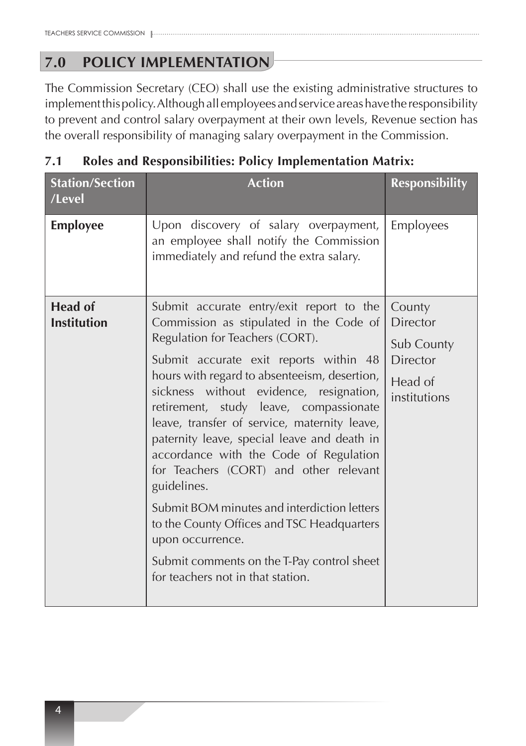## 7.0 POLICY IMPLEMENTATION

The Commission Secretary (CEO) shall use the existing administrative structures to implement this policy. Although all employees and service areas have the responsibility to prevent and control salary overpayment at their own levels, Revenue section has the overall responsibility of managing salary overpayment in the Commission.

### 7.1 Roles and Responsibilities: Policy Implementation Matrix:

| Station/Section /Level | Action | Responsibility |
|---|---|---|
| **Employee** | Upon discovery of salary overpayment, an employee shall notify the Commission immediately and refund the extra salary. | Employees |
| **Head of Institution** | Submit accurate entry/exit report to the Commission as stipulated in the Code of Regulation for Teachers (CORT).<br><br>Submit accurate exit reports within 48 hours with regard to absenteeism, desertion, sickness without evidence, resignation, retirement, study leave, compassionate leave, transfer of service, maternity leave, paternity leave, special leave and death in accordance with the Code of Regulation for Teachers (CORT) and other relevant guidelines.<br><br>Submit BOM minutes and interdiction letters to the County Offices and TSC Headquarters upon occurrence.<br><br>Submit comments on the T-Pay control sheet for teachers not in that station. | County Director<br><br>Sub County Director<br><br>Head of institutions |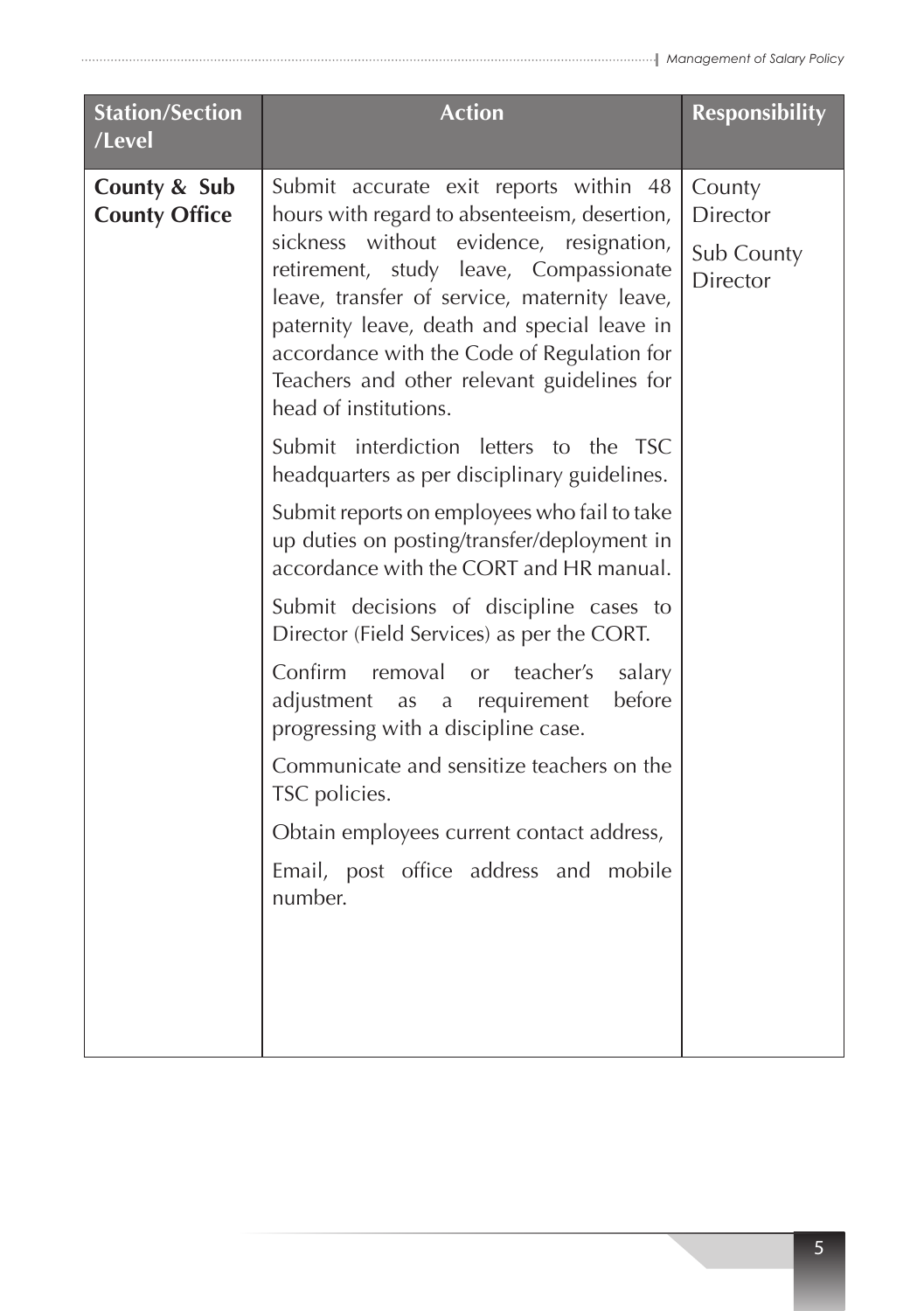| Station/Section /Level | Action | Responsibility |
| --- | --- | --- |
| **County & Sub County Office** | Submit accurate exit reports within 48 hours with regard to absenteeism, desertion, sickness without evidence, resignation, retirement, study leave, Compassionate leave, transfer of service, maternity leave, paternity leave, death and special leave in accordance with the Code of Regulation for Teachers and other relevant guidelines for head of institutions.<br><br>Submit interdiction letters to the TSC headquarters as per disciplinary guidelines.<br><br>Submit reports on employees who fail to take up duties on posting/transfer/deployment in accordance with the CORT and HR manual.<br><br>Submit decisions of discipline cases to Director (Field Services) as per the CORT.<br><br>Confirm removal or teacher's salary adjustment as a requirement before progressing with a discipline case.<br><br>Communicate and sensitize teachers on the TSC policies.<br><br>Obtain employees current contact address,<br><br>Email, post office address and mobile number. | County Director<br><br>Sub County Director |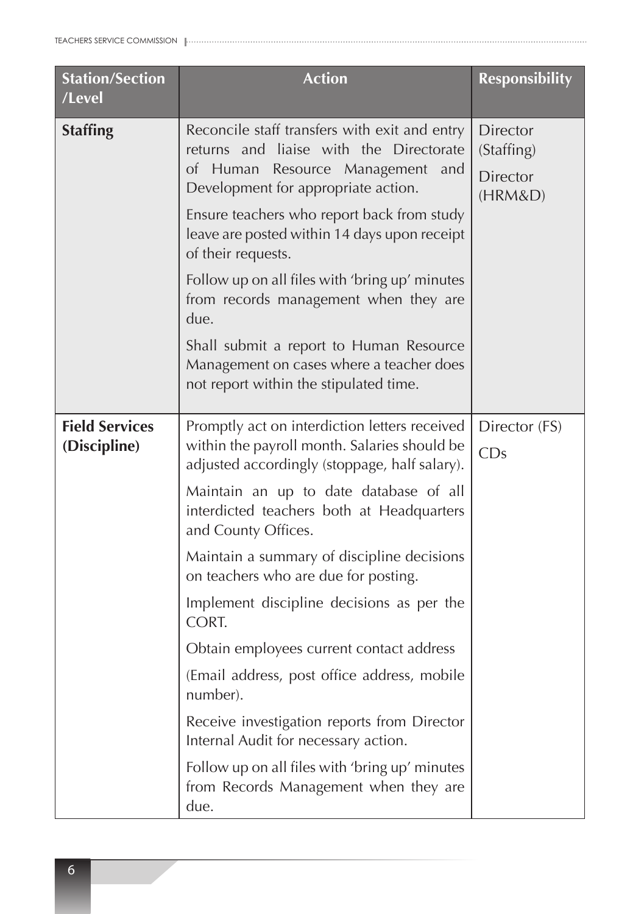| Station/Section /Level | Action | Responsibility |
|---|---|---|
| **Staffing** | Reconcile staff transfers with exit and entry returns and liaise with the Directorate of Human Resource Management and Development for appropriate action.<br><br>Ensure teachers who report back from study leave are posted within 14 days upon receipt of their requests.<br><br>Follow up on all files with 'bring up' minutes from records management when they are due.<br><br>Shall submit a report to Human Resource Management on cases where a teacher does not report within the stipulated time. | Director (Staffing)<br><br>Director (HRM&D) |
| **Field Services (Discipline)** | Promptly act on interdiction letters received within the payroll month. Salaries should be adjusted accordingly (stoppage, half salary).<br><br>Maintain an up to date database of all interdicted teachers both at Headquarters and County Offices.<br><br>Maintain a summary of discipline decisions on teachers who are due for posting.<br><br>Implement discipline decisions as per the CORT.<br><br>Obtain employees current contact address<br><br>(Email address, post office address, mobile number).<br><br>Receive investigation reports from Director Internal Audit for necessary action.<br><br>Follow up on all files with 'bring up' minutes from Records Management when they are due. | Director (FS)<br><br>CDs |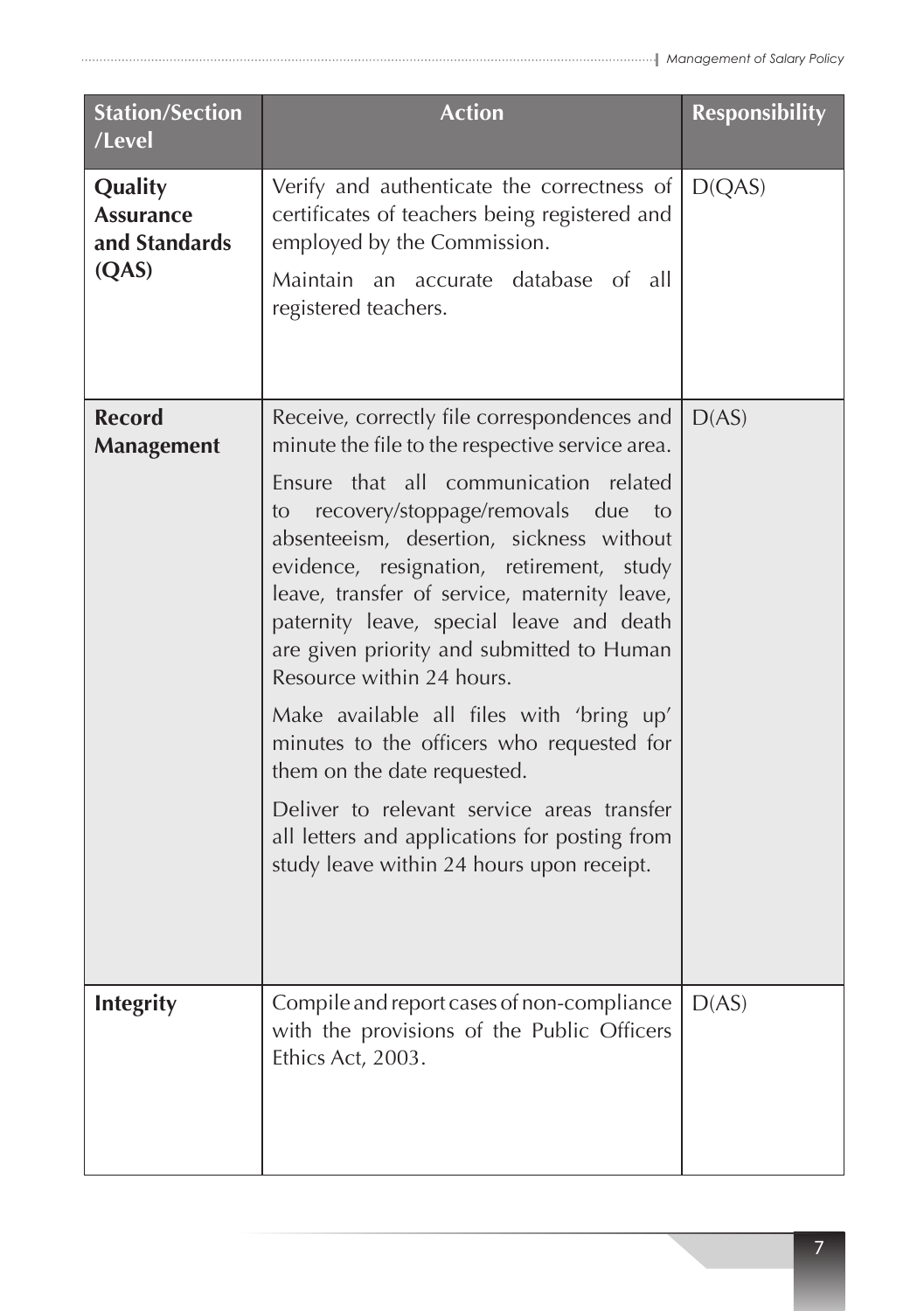| Station/Section /Level | Action | Responsibility |
|---|---|---|
| **Quality Assurance and Standards (QAS)** | Verify and authenticate the correctness of certificates of teachers being registered and employed by the Commission.<br><br>Maintain an accurate database of all registered teachers. | D(QAS) |
| **Record Management** | Receive, correctly file correspondences and minute the file to the respective service area.<br><br>Ensure that all communication related to recovery/stoppage/removals due to absenteeism, desertion, sickness without evidence, resignation, retirement, study leave, transfer of service, maternity leave, paternity leave, special leave and death are given priority and submitted to Human Resource within 24 hours.<br><br>Make available all files with 'bring up' minutes to the officers who requested for them on the date requested.<br><br>Deliver to relevant service areas transfer all letters and applications for posting from study leave within 24 hours upon receipt. | D(AS) |
| **Integrity** | Compile and report cases of non-compliance with the provisions of the Public Officers Ethics Act, 2003. | D(AS) |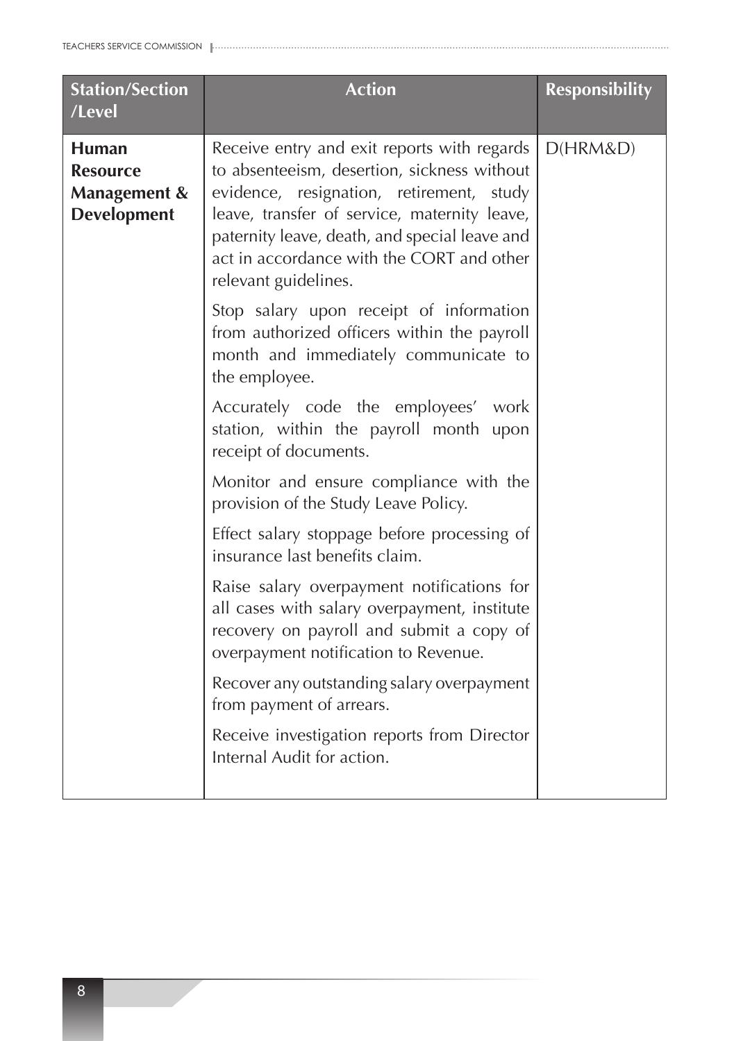| Station/Section /Level | Action | Responsibility |
|---|---|---|
| **Human Resource Management & Development** | Receive entry and exit reports with regards to absenteeism, desertion, sickness without evidence, resignation, retirement, study leave, transfer of service, maternity leave, paternity leave, death, and special leave and act in accordance with the CORT and other relevant guidelines. | D(HRM&D) |
| | Stop salary upon receipt of information from authorized officers within the payroll month and immediately communicate to the employee. | |
| | Accurately code the employees' work station, within the payroll month upon receipt of documents. | |
| | Monitor and ensure compliance with the provision of the Study Leave Policy. | |
| | Effect salary stoppage before processing of insurance last benefits claim. | |
| | Raise salary overpayment notifications for all cases with salary overpayment, institute recovery on payroll and submit a copy of overpayment notification to Revenue. | |
| | Recover any outstanding salary overpayment from payment of arrears. | |
| | Receive investigation reports from Director Internal Audit for action. | |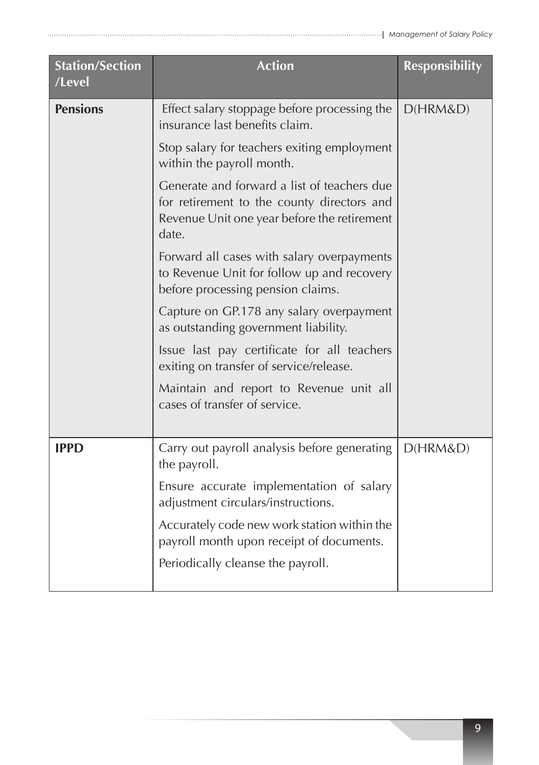| Station/Section /Level | Action | Responsibility |
|---|---|---|
| **Pensions** | Effect salary stoppage before processing the insurance last benefits claim.<br>Stop salary for teachers exiting employment within the payroll month.<br>Generate and forward a list of teachers due for retirement to the county directors and Revenue Unit one year before the retirement date.<br>Forward all cases with salary overpayments to Revenue Unit for follow up and recovery before processing pension claims.<br>Capture on GP.178 any salary overpayment as outstanding government liability.<br>Issue last pay certificate for all teachers exiting on transfer of service/release.<br>Maintain and report to Revenue unit all cases of transfer of service. | D(HRM&D) |
| **IPPD** | Carry out payroll analysis before generating the payroll.<br>Ensure accurate implementation of salary adjustment circulars/instructions.<br>Accurately code new work station within the payroll month upon receipt of documents.<br>Periodically cleanse the payroll. | D(HRM&D) |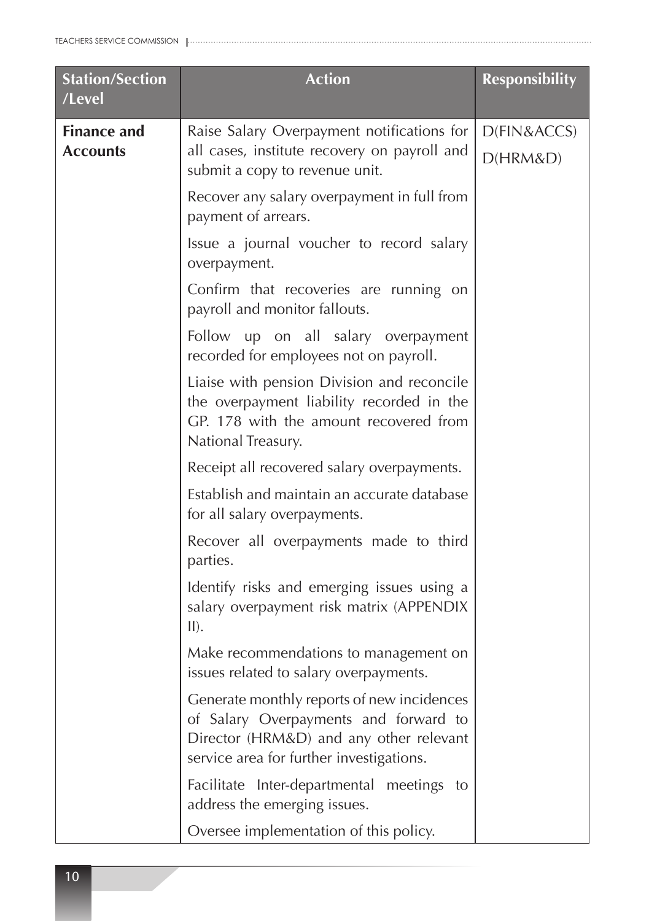| Station/Section /Level | Action | Responsibility |
|---|---|---|
| **Finance and Accounts** | Raise Salary Overpayment notifications for all cases, institute recovery on payroll and submit a copy to revenue unit. | D(FIN&ACCS) D(HRM&D) |
| | Recover any salary overpayment in full from payment of arrears. | |
| | Issue a journal voucher to record salary overpayment. | |
| | Confirm that recoveries are running on payroll and monitor fallouts. | |
| | Follow up on all salary overpayment recorded for employees not on payroll. | |
| | Liaise with pension Division and reconcile the overpayment liability recorded in the GP. 178 with the amount recovered from National Treasury. | |
| | Receipt all recovered salary overpayments. | |
| | Establish and maintain an accurate database for all salary overpayments. | |
| | Recover all overpayments made to third parties. | |
| | Identify risks and emerging issues using a salary overpayment risk matrix (APPENDIX II). | |
| | Make recommendations to management on issues related to salary overpayments. | |
| | Generate monthly reports of new incidences of Salary Overpayments and forward to Director (HRM&D) and any other relevant service area for further investigations. | |
| | Facilitate Inter-departmental meetings to address the emerging issues. | |
| | Oversee implementation of this policy. | |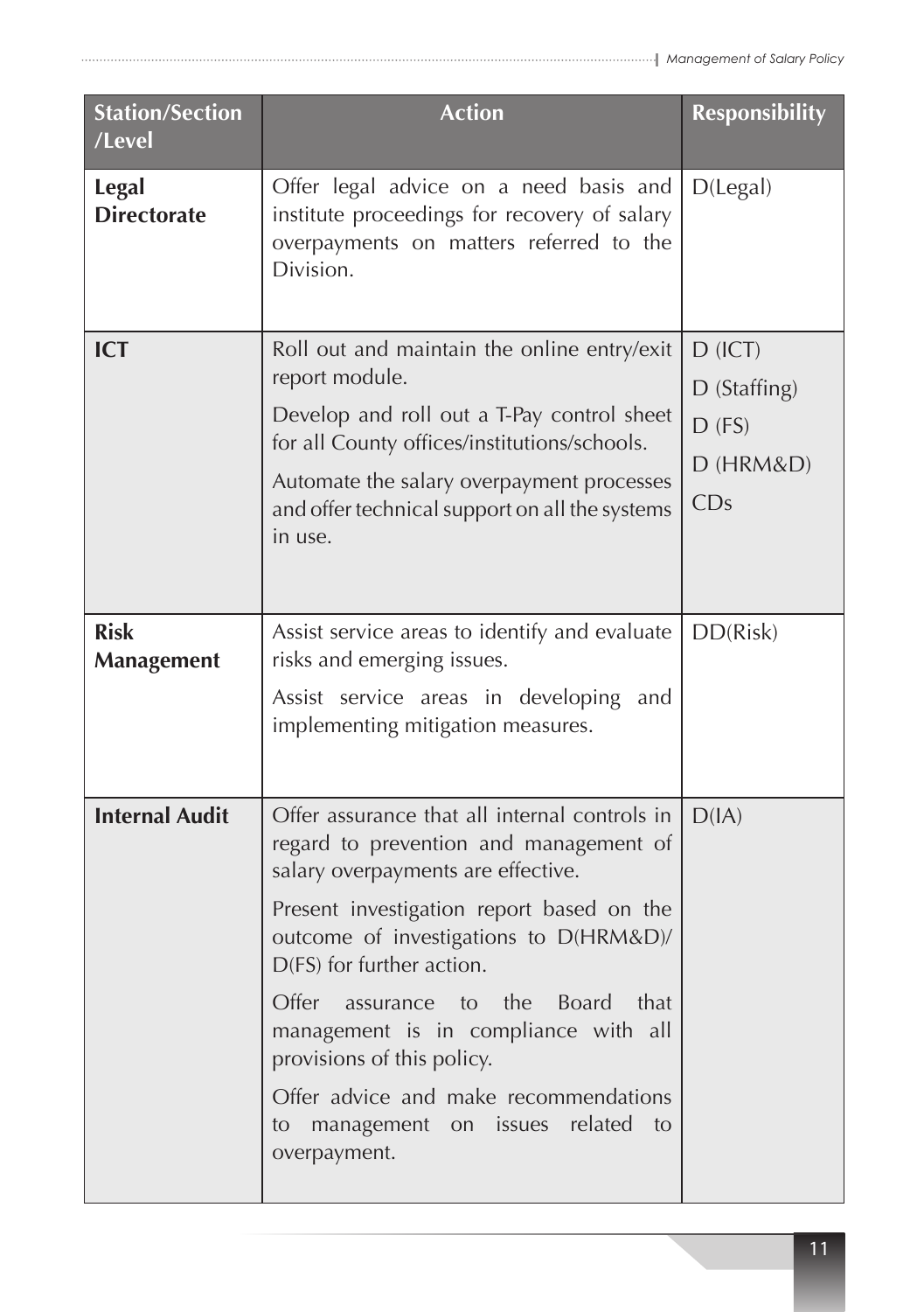| Station/Section /Level | Action | Responsibility |
|---|---|---|
| **Legal Directorate** | Offer legal advice on a need basis and institute proceedings for recovery of salary overpayments on matters referred to the Division. | D(Legal) |
| **ICT** | Roll out and maintain the online entry/exit report module.<br><br>Develop and roll out a T-Pay control sheet for all County offices/institutions/schools.<br><br>Automate the salary overpayment processes and offer technical support on all the systems in use. | D (ICT)<br>D (Staffing)<br>D (FS)<br>D (HRM&D)<br>CDs |
| **Risk Management** | Assist service areas to identify and evaluate risks and emerging issues.<br><br>Assist service areas in developing and implementing mitigation measures. | DD(Risk) |
| **Internal Audit** | Offer assurance that all internal controls in regard to prevention and management of salary overpayments are effective.<br><br>Present investigation report based on the outcome of investigations to D(HRM&D)/ D(FS) for further action.<br><br>Offer assurance to the Board that management is in compliance with all provisions of this policy.<br><br>Offer advice and make recommendations to management on issues related to overpayment. | D(IA) |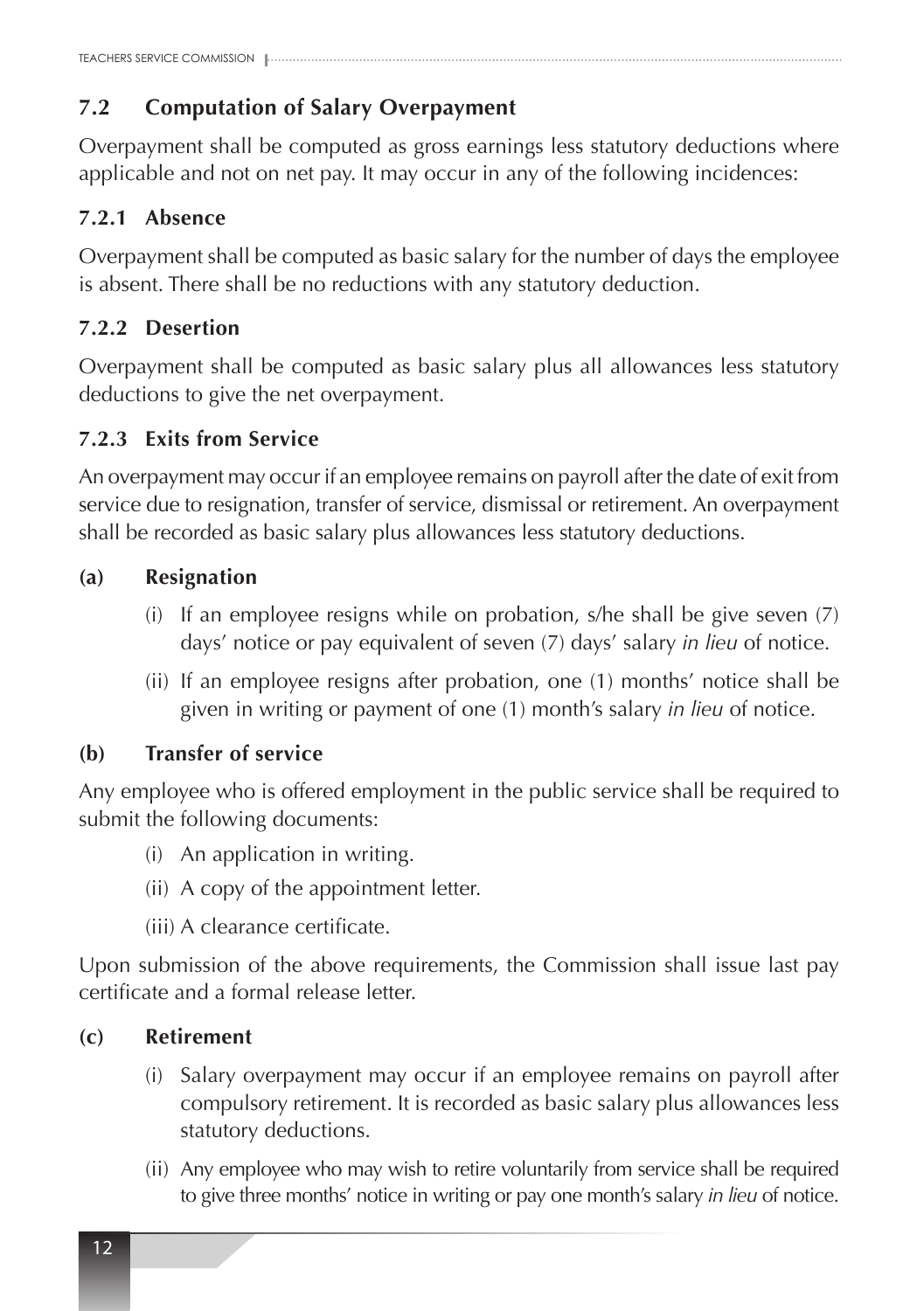## 7.2 Computation of Salary Overpayment

Overpayment shall be computed as gross earnings less statutory deductions where applicable and not on net pay. It may occur in any of the following incidences:

### 7.2.1 Absence

Overpayment shall be computed as basic salary for the number of days the employee is absent. There shall be no reductions with any statutory deduction.

### 7.2.2 Desertion

Overpayment shall be computed as basic salary plus all allowances less statutory deductions to give the net overpayment.

### 7.2.3 Exits from Service

An overpayment may occur if an employee remains on payroll after the date of exit from service due to resignation, transfer of service, dismissal or retirement. An overpayment shall be recorded as basic salary plus allowances less statutory deductions.

**(a) Resignation**

(i) If an employee resigns while on probation, s/he shall be give seven (7) days' notice or pay equivalent of seven (7) days' salary *in lieu* of notice.

(ii) If an employee resigns after probation, one (1) months' notice shall be given in writing or payment of one (1) month's salary *in lieu* of notice.

**(b) Transfer of service**

Any employee who is offered employment in the public service shall be required to submit the following documents:

(i) An application in writing.

(ii) A copy of the appointment letter.

(iii) A clearance certificate.

Upon submission of the above requirements, the Commission shall issue last pay certificate and a formal release letter.

**(c) Retirement**

(i) Salary overpayment may occur if an employee remains on payroll after compulsory retirement. It is recorded as basic salary plus allowances less statutory deductions.

(ii) Any employee who may wish to retire voluntarily from service shall be required to give three months' notice in writing or pay one month's salary *in lieu* of notice.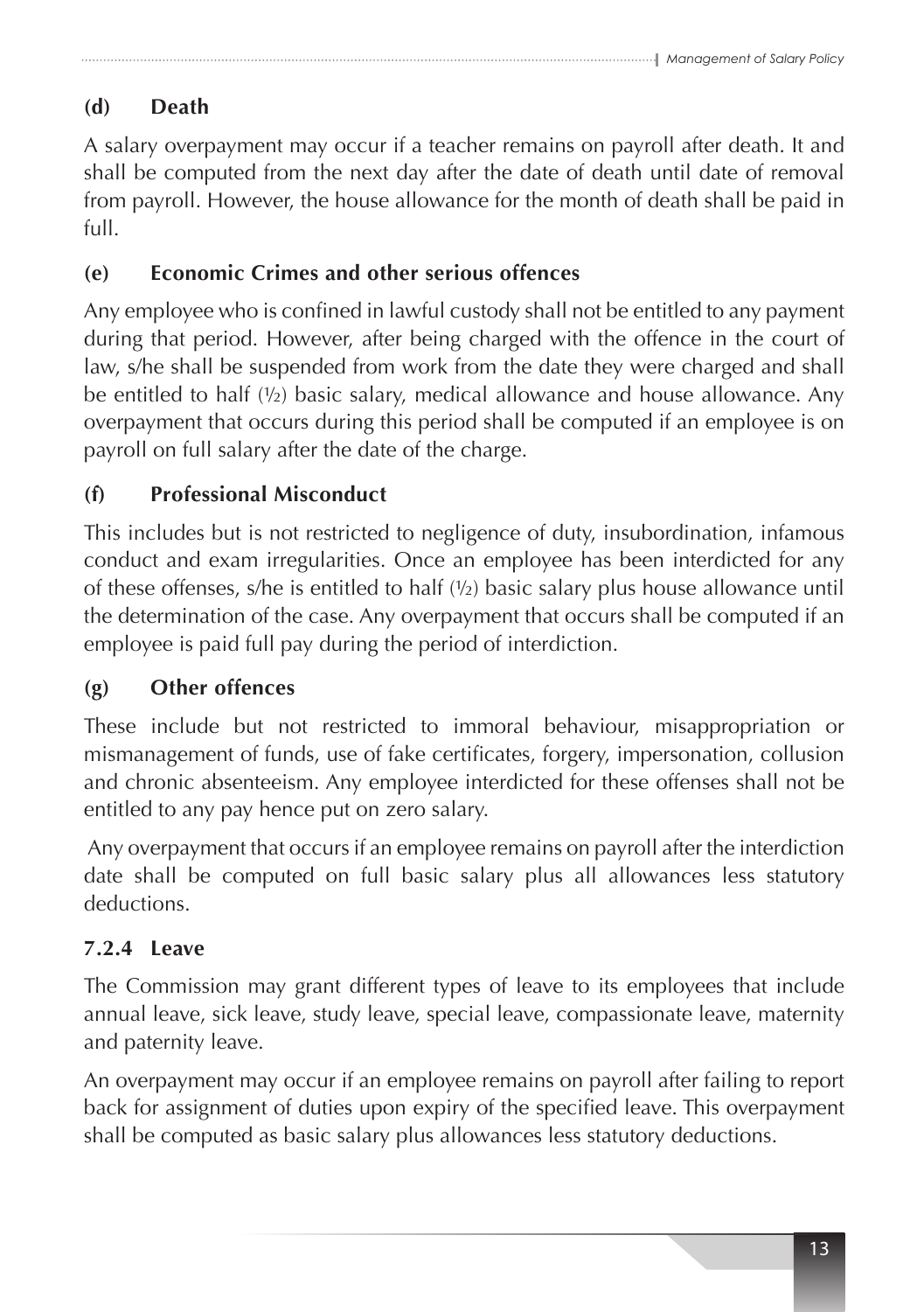#### (d) Death

A salary overpayment may occur if a teacher remains on payroll after death. It and shall be computed from the next day after the date of death until date of removal from payroll. However, the house allowance for the month of death shall be paid in full.

#### (e) Economic Crimes and other serious offences

Any employee who is confined in lawful custody shall not be entitled to any payment during that period. However, after being charged with the offence in the court of law, s/he shall be suspended from work from the date they were charged and shall be entitled to half (½) basic salary, medical allowance and house allowance. Any overpayment that occurs during this period shall be computed if an employee is on payroll on full salary after the date of the charge.

#### (f) Professional Misconduct

This includes but is not restricted to negligence of duty, insubordination, infamous conduct and exam irregularities. Once an employee has been interdicted for any of these offenses, s/he is entitled to half (½) basic salary plus house allowance until the determination of the case. Any overpayment that occurs shall be computed if an employee is paid full pay during the period of interdiction.

#### (g) Other offences

These include but not restricted to immoral behaviour, misappropriation or mismanagement of funds, use of fake certificates, forgery, impersonation, collusion and chronic absenteeism. Any employee interdicted for these offenses shall not be entitled to any pay hence put on zero salary.

Any overpayment that occurs if an employee remains on payroll after the interdiction date shall be computed on full basic salary plus all allowances less statutory deductions.

### 7.2.4 Leave

The Commission may grant different types of leave to its employees that include annual leave, sick leave, study leave, special leave, compassionate leave, maternity and paternity leave.

An overpayment may occur if an employee remains on payroll after failing to report back for assignment of duties upon expiry of the specified leave. This overpayment shall be computed as basic salary plus allowances less statutory deductions.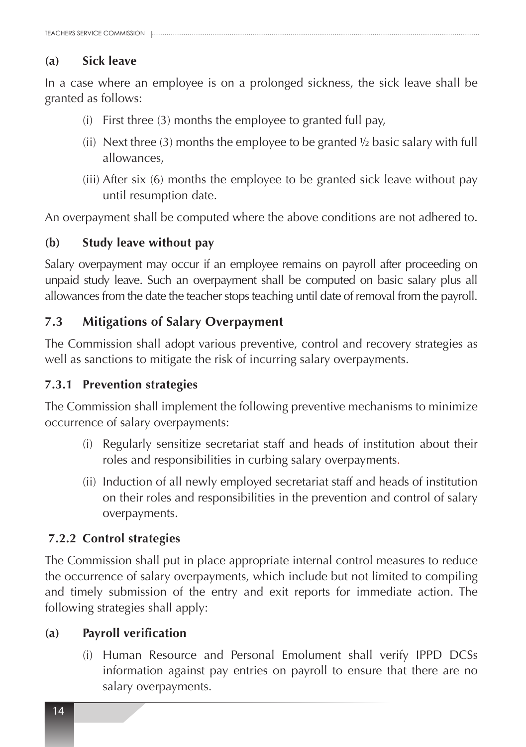**(a) Sick leave**

In a case where an employee is on a prolonged sickness, the sick leave shall be granted as follows:

(i) First three (3) months the employee to granted full pay,

(ii) Next three (3) months the employee to be granted ½ basic salary with full allowances,

(iii) After six (6) months the employee to be granted sick leave without pay until resumption date.

An overpayment shall be computed where the above conditions are not adhered to.

**(b) Study leave without pay**

Salary overpayment may occur if an employee remains on payroll after proceeding on unpaid study leave. Such an overpayment shall be computed on basic salary plus all allowances from the date the teacher stops teaching until date of removal from the payroll.

### 7.3 Mitigations of Salary Overpayment

The Commission shall adopt various preventive, control and recovery strategies as well as sanctions to mitigate the risk of incurring salary overpayments.

#### 7.3.1 Prevention strategies

The Commission shall implement the following preventive mechanisms to minimize occurrence of salary overpayments:

(i) Regularly sensitize secretariat staff and heads of institution about their roles and responsibilities in curbing salary overpayments.

(ii) Induction of all newly employed secretariat staff and heads of institution on their roles and responsibilities in the prevention and control of salary overpayments.

#### 7.2.2 Control strategies

The Commission shall put in place appropriate internal control measures to reduce the occurrence of salary overpayments, which include but not limited to compiling and timely submission of the entry and exit reports for immediate action. The following strategies shall apply:

**(a) Payroll verification**

(i) Human Resource and Personal Emolument shall verify IPPD DCSs information against pay entries on payroll to ensure that there are no salary overpayments.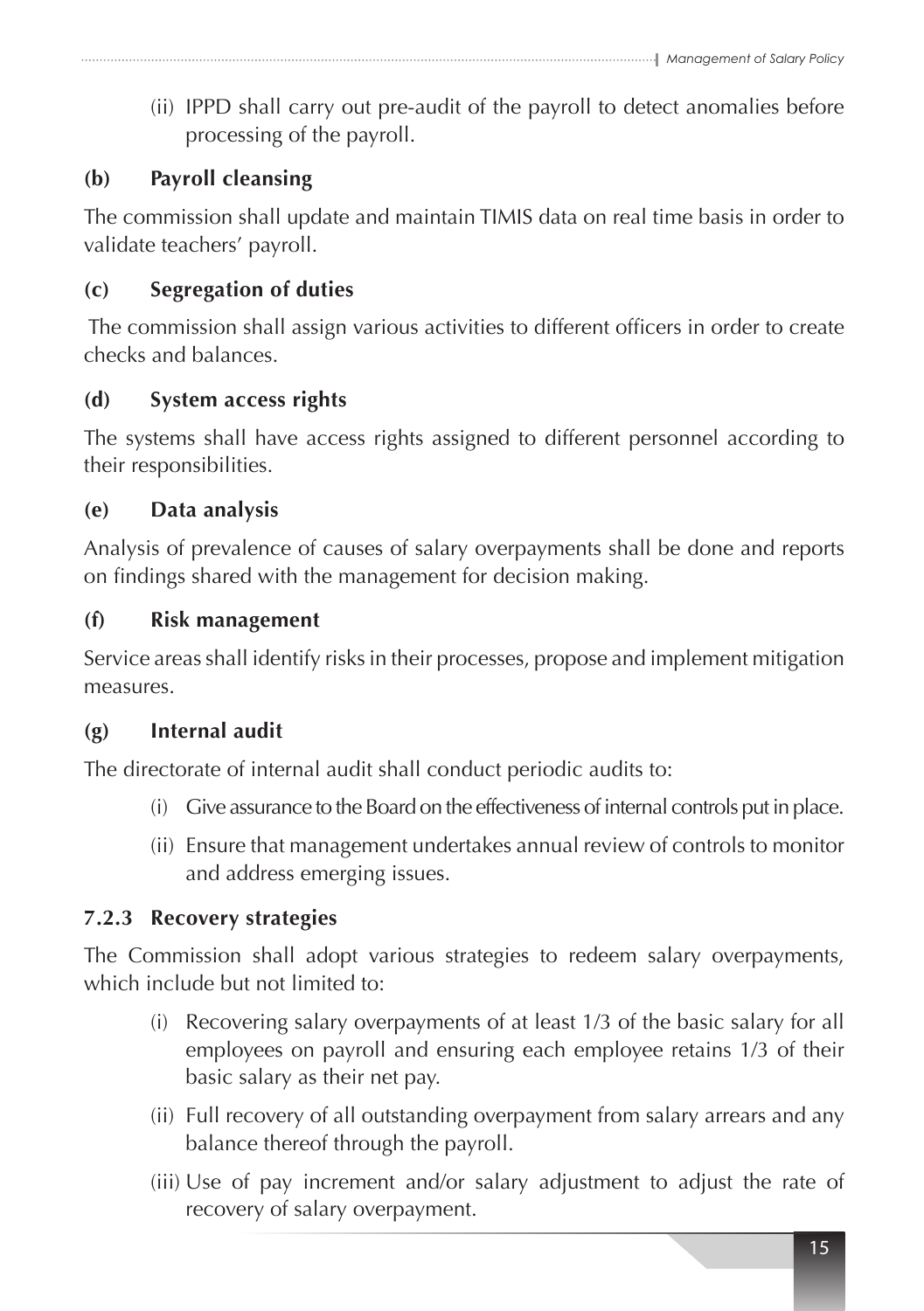(ii) IPPD shall carry out pre-audit of the payroll to detect anomalies before processing of the payroll.

**(b) Payroll cleansing**

The commission shall update and maintain TIMIS data on real time basis in order to validate teachers' payroll.

**(c) Segregation of duties**

The commission shall assign various activities to different officers in order to create checks and balances.

**(d) System access rights**

The systems shall have access rights assigned to different personnel according to their responsibilities.

**(e) Data analysis**

Analysis of prevalence of causes of salary overpayments shall be done and reports on findings shared with the management for decision making.

**(f) Risk management**

Service areas shall identify risks in their processes, propose and implement mitigation measures.

**(g) Internal audit**

The directorate of internal audit shall conduct periodic audits to:

(i) Give assurance to the Board on the effectiveness of internal controls put in place.

(ii) Ensure that management undertakes annual review of controls to monitor and address emerging issues.

### 7.2.3 Recovery strategies

The Commission shall adopt various strategies to redeem salary overpayments, which include but not limited to:

(i) Recovering salary overpayments of at least 1/3 of the basic salary for all employees on payroll and ensuring each employee retains 1/3 of their basic salary as their net pay.

(ii) Full recovery of all outstanding overpayment from salary arrears and any balance thereof through the payroll.

(iii) Use of pay increment and/or salary adjustment to adjust the rate of recovery of salary overpayment.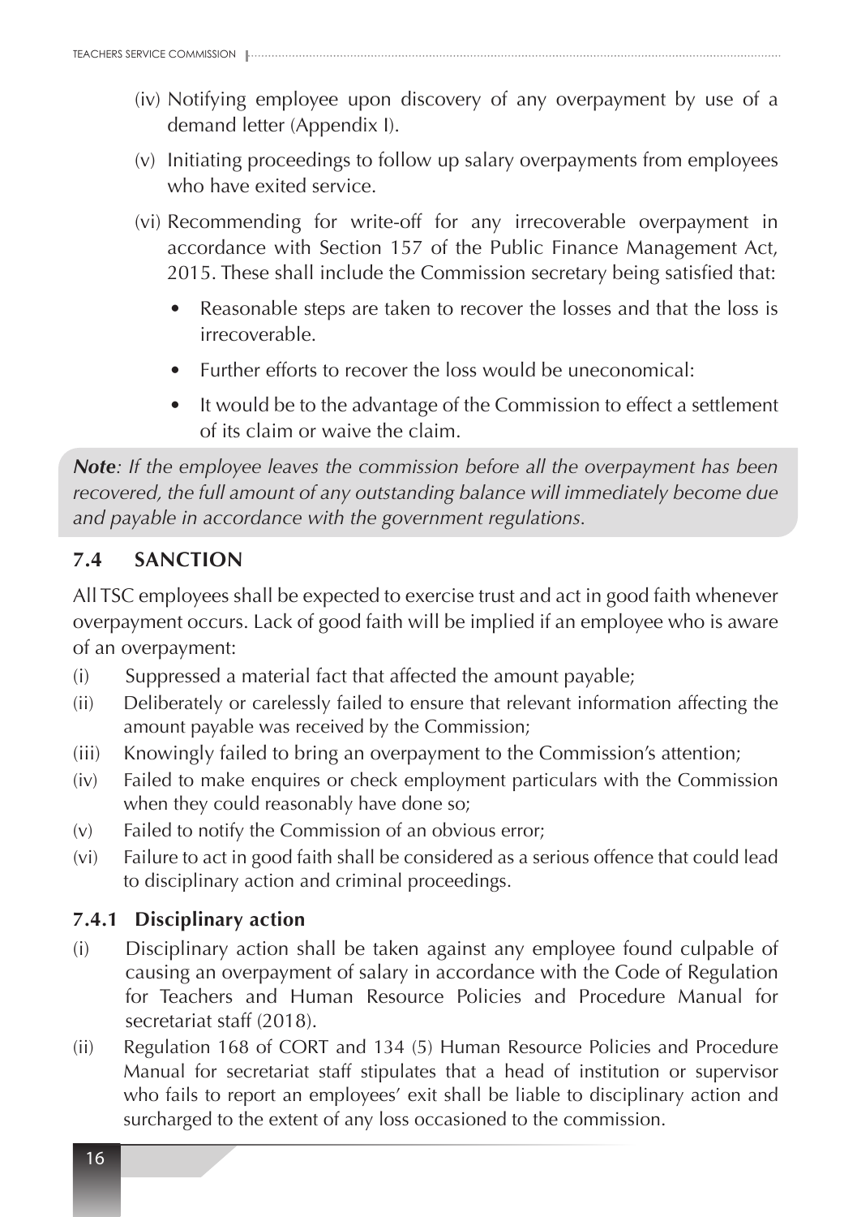(iv) Notifying employee upon discovery of any overpayment by use of a demand letter (Appendix I).

(v) Initiating proceedings to follow up salary overpayments from employees who have exited service.

(vi) Recommending for write-off for any irrecoverable overpayment in accordance with Section 157 of the Public Finance Management Act, 2015. These shall include the Commission secretary being satisfied that:

- Reasonable steps are taken to recover the losses and that the loss is irrecoverable.
- Further efforts to recover the loss would be uneconomical:
- It would be to the advantage of the Commission to effect a settlement of its claim or waive the claim.

***Note**: If the employee leaves the commission before all the overpayment has been recovered, the full amount of any outstanding balance will immediately become due and payable in accordance with the government regulations.*

## 7.4 SANCTION

All TSC employees shall be expected to exercise trust and act in good faith whenever overpayment occurs. Lack of good faith will be implied if an employee who is aware of an overpayment:

(i) Suppressed a material fact that affected the amount payable;

(ii) Deliberately or carelessly failed to ensure that relevant information affecting the amount payable was received by the Commission;

(iii) Knowingly failed to bring an overpayment to the Commission's attention;

(iv) Failed to make enquires or check employment particulars with the Commission when they could reasonably have done so;

(v) Failed to notify the Commission of an obvious error;

(vi) Failure to act in good faith shall be considered as a serious offence that could lead to disciplinary action and criminal proceedings.

### 7.4.1 Disciplinary action

(i) Disciplinary action shall be taken against any employee found culpable of causing an overpayment of salary in accordance with the Code of Regulation for Teachers and Human Resource Policies and Procedure Manual for secretariat staff (2018).

(ii) Regulation 168 of CORT and 134 (5) Human Resource Policies and Procedure Manual for secretariat staff stipulates that a head of institution or supervisor who fails to report an employees' exit shall be liable to disciplinary action and surcharged to the extent of any loss occasioned to the commission.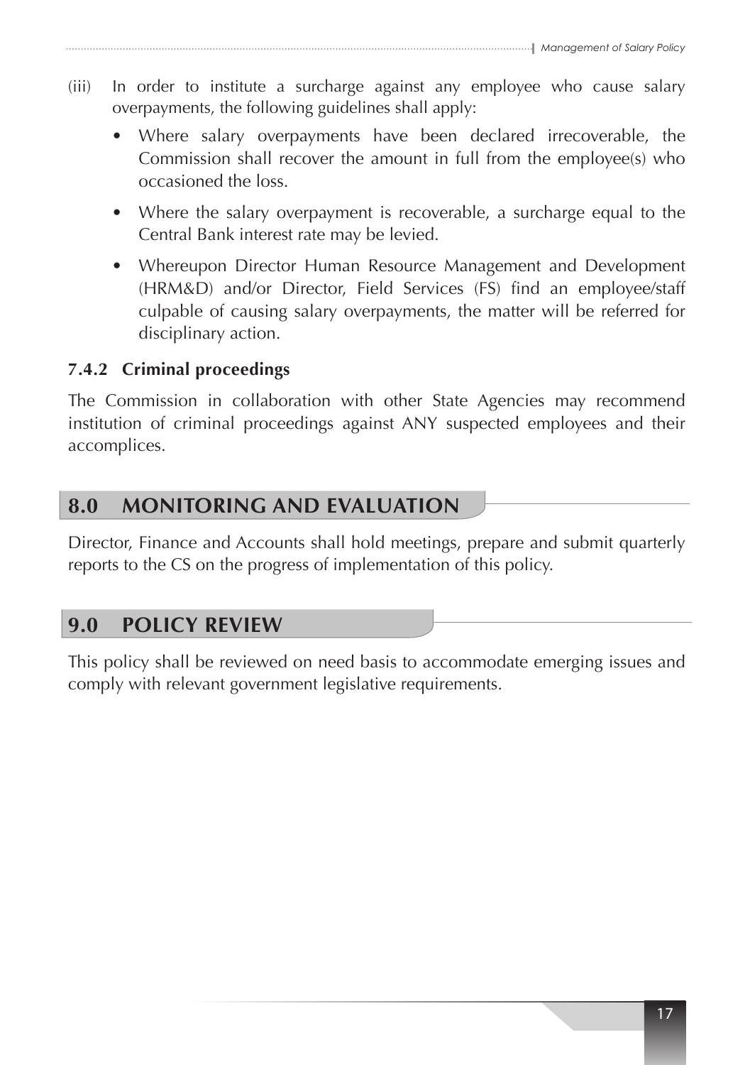(iii) In order to institute a surcharge against any employee who cause salary overpayments, the following guidelines shall apply:

- Where salary overpayments have been declared irrecoverable, the Commission shall recover the amount in full from the employee(s) who occasioned the loss.
- Where the salary overpayment is recoverable, a surcharge equal to the Central Bank interest rate may be levied.
- Whereupon Director Human Resource Management and Development (HRM&D) and/or Director, Field Services (FS) find an employee/staff culpable of causing salary overpayments, the matter will be referred for disciplinary action.

### 7.4.2 Criminal proceedings

The Commission in collaboration with other State Agencies may recommend institution of criminal proceedings against ANY suspected employees and their accomplices.

## 8.0 MONITORING AND EVALUATION

Director, Finance and Accounts shall hold meetings, prepare and submit quarterly reports to the CS on the progress of implementation of this policy.

## 9.0 POLICY REVIEW

This policy shall be reviewed on need basis to accommodate emerging issues and comply with relevant government legislative requirements.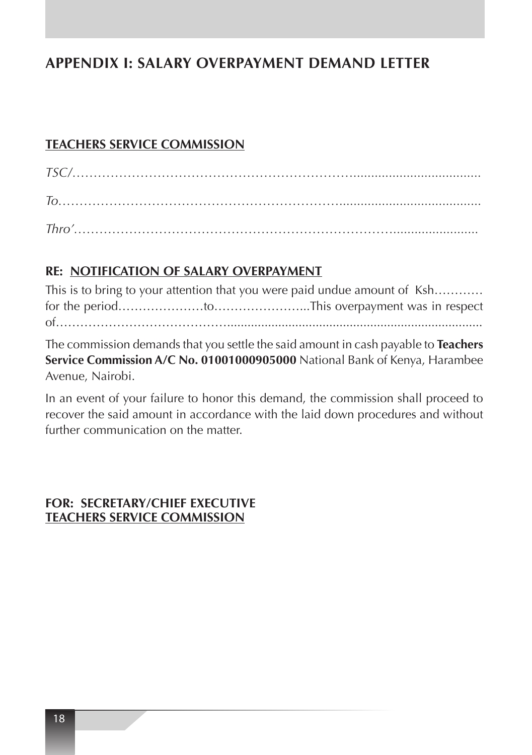## APPENDIX I: SALARY OVERPAYMENT DEMAND LETTER

**<u>TEACHERS SERVICE COMMISSION</u>**

*TSC/*……………………………………………………………......................................

*To*………………………………………………………….........................................

*Thro'*……………………………………………………………..........................

**RE: <u>NOTIFICATION OF SALARY OVERPAYMENT</u>**

This is to bring to your attention that you were paid undue amount of Ksh………… for the period…………………to…………………...This overpayment was in respect of……………………………….........................................................................

The commission demands that you settle the said amount in cash payable to **Teachers Service Commission A/C No. 01001000905000** National Bank of Kenya, Harambee Avenue, Nairobi.

In an event of your failure to honor this demand, the commission shall proceed to recover the said amount in accordance with the laid down procedures and without further communication on the matter.

**FOR: SECRETARY/CHIEF EXECUTIVE**
**<u>TEACHERS SERVICE COMMISSION</u>**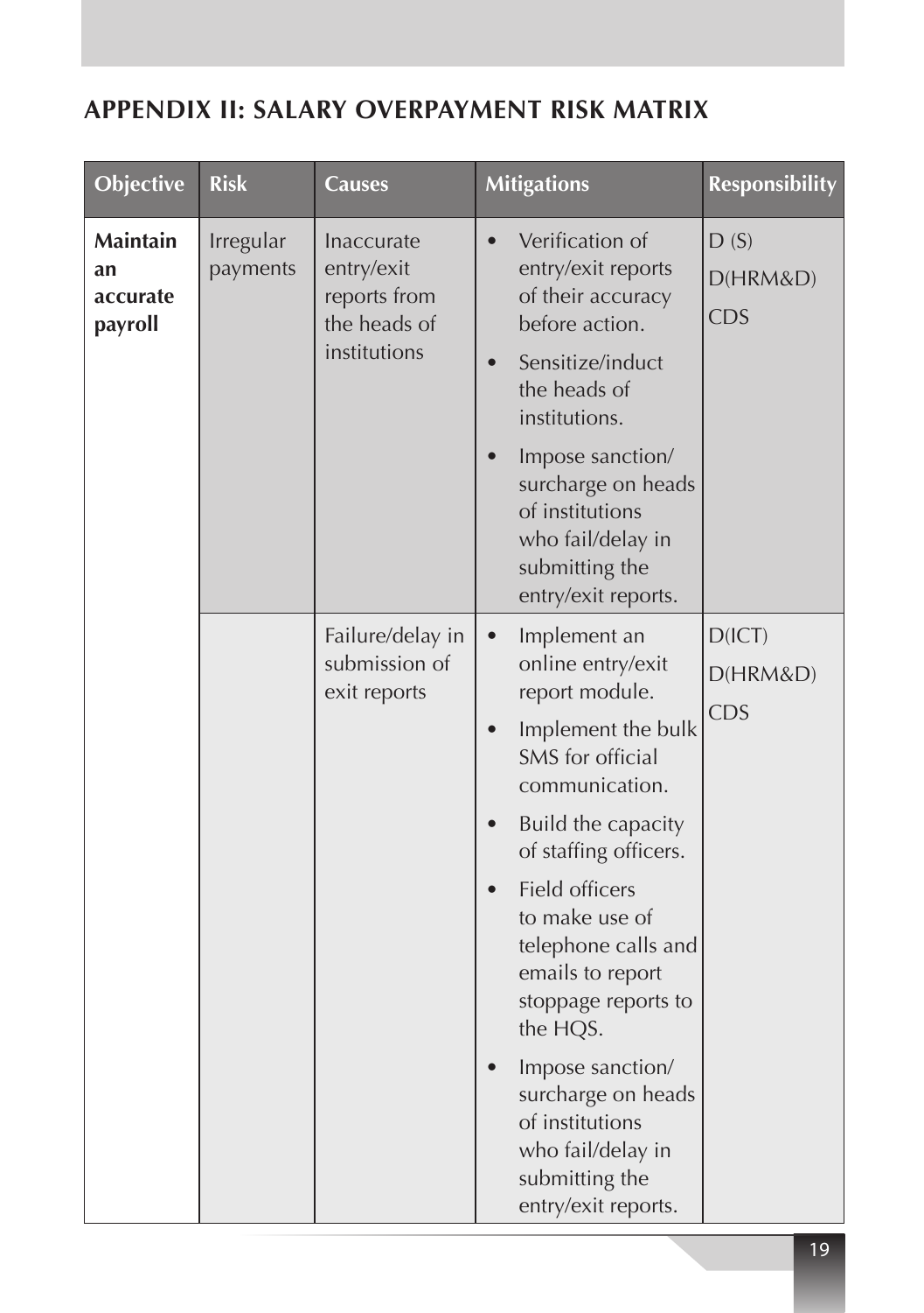## APPENDIX II: SALARY OVERPAYMENT RISK MATRIX

| Objective | Risk | Causes | Mitigations | Responsibility |
|---|---|---|---|---|
| **Maintain an accurate payroll** | Irregular payments | Inaccurate entry/exit reports from the heads of institutions | • Verification of entry/exit reports of their accuracy before action.<br>• Sensitize/induct the heads of institutions.<br>• Impose sanction/ surcharge on heads of institutions who fail/delay in submitting the entry/exit reports. | D (S)<br>D(HRM&D)<br>CDS |
| | | Failure/delay in submission of exit reports | • Implement an online entry/exit report module.<br>• Implement the bulk SMS for official communication.<br>• Build the capacity of staffing officers.<br>• Field officers to make use of telephone calls and emails to report stoppage reports to the HQS.<br>• Impose sanction/ surcharge on heads of institutions who fail/delay in submitting the entry/exit reports. | D(ICT)<br>D(HRM&D)<br>CDS |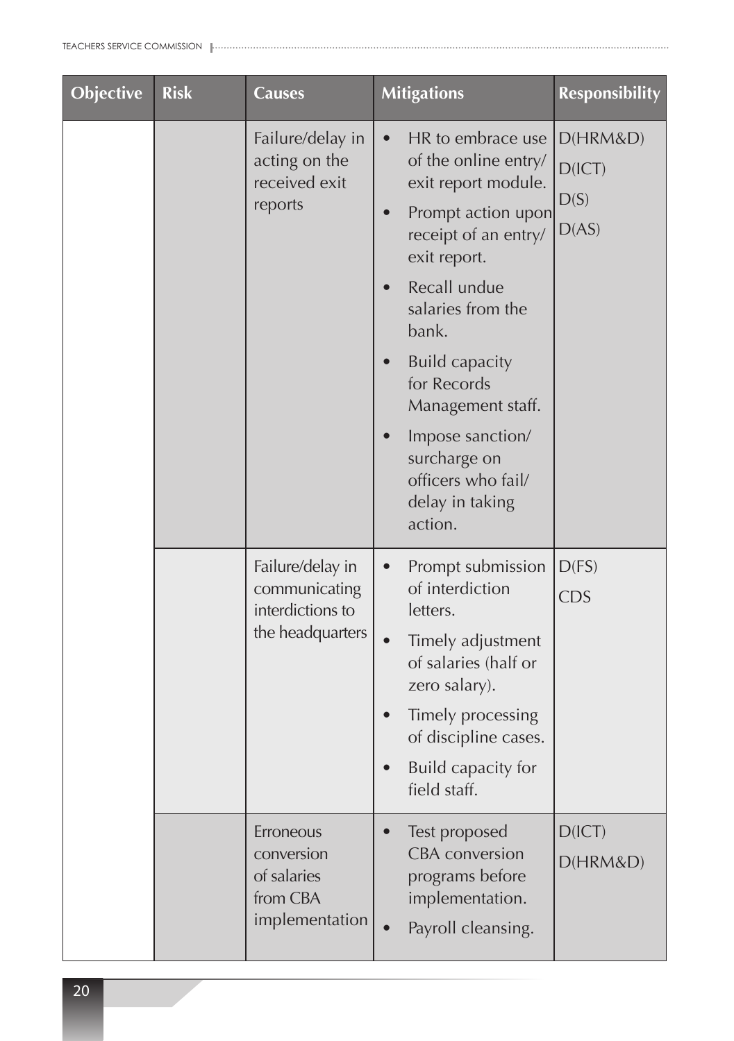| Objective | Risk | Causes | Mitigations | Responsibility |
|---|---|---|---|---|
| | | Failure/delay in acting on the received exit reports | • HR to embrace use of the online entry/ exit report module.<br>• Prompt action upon receipt of an entry/ exit report.<br>• Recall undue salaries from the bank.<br>• Build capacity for Records Management staff.<br>• Impose sanction/ surcharge on officers who fail/ delay in taking action. | D(HRM&D)<br>D(ICT)<br>D(S)<br>D(AS) |
| | | Failure/delay in communicating interdictions to the headquarters | • Prompt submission of interdiction letters.<br>• Timely adjustment of salaries (half or zero salary).<br>• Timely processing of discipline cases.<br>• Build capacity for field staff. | D(FS)<br>CDS |
| | | Erroneous conversion of salaries from CBA implementation | • Test proposed CBA conversion programs before implementation.<br>• Payroll cleansing. | D(ICT)<br>D(HRM&D) |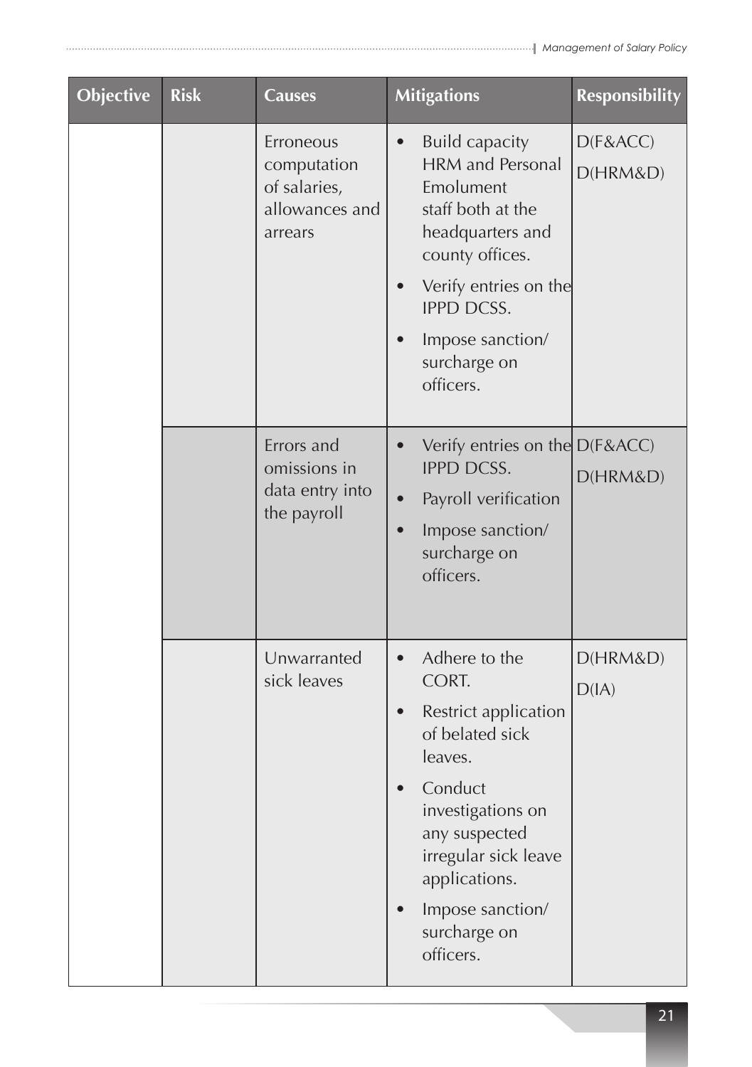| Objective | Risk | Causes | Mitigations | Responsibility |
| --- | --- | --- | --- | --- |
| | | Erroneous computation of salaries, allowances and arrears | • Build capacity HRM and Personal Emolument staff both at the headquarters and county offices.<br>• Verify entries on the IPPD DCSS.<br>• Impose sanction/ surcharge on officers. | D(F&ACC)<br>D(HRM&D) |
| | | Errors and omissions in data entry into the payroll | • Verify entries on the IPPD DCSS.<br>• Payroll verification<br>• Impose sanction/ surcharge on officers. | D(F&ACC)<br>D(HRM&D) |
| | | Unwarranted sick leaves | • Adhere to the CORT.<br>• Restrict application of belated sick leaves.<br>• Conduct investigations on any suspected irregular sick leave applications.<br>• Impose sanction/ surcharge on officers. | D(HRM&D)<br>D(IA) |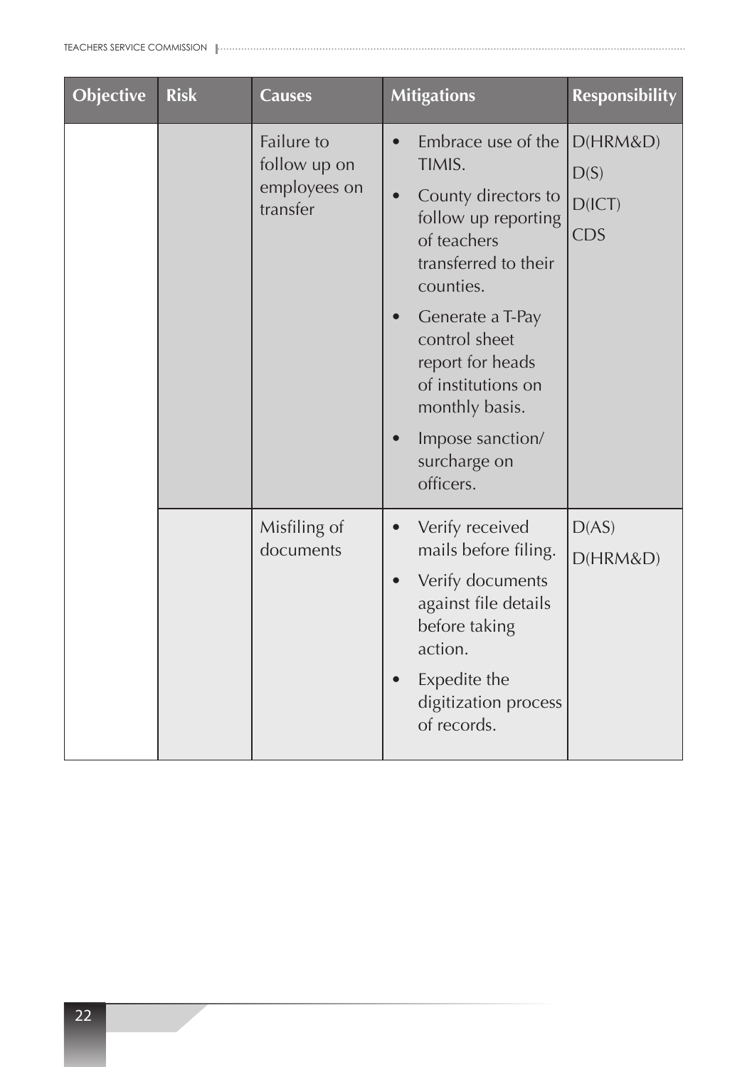| Objective | Risk | Causes | Mitigations | Responsibility |
|---|---|---|---|---|
| | | Failure to follow up on employees on transfer | • Embrace use of the TIMIS.<br>• County directors to follow up reporting of teachers transferred to their counties.<br>• Generate a T-Pay control sheet report for heads of institutions on monthly basis.<br>• Impose sanction/ surcharge on officers. | D(HRM&D)<br>D(S)<br>D(ICT)<br>CDS |
| | | Misfiling of documents | • Verify received mails before filing.<br>• Verify documents against file details before taking action.<br>• Expedite the digitization process of records. | D(AS)<br>D(HRM&D) |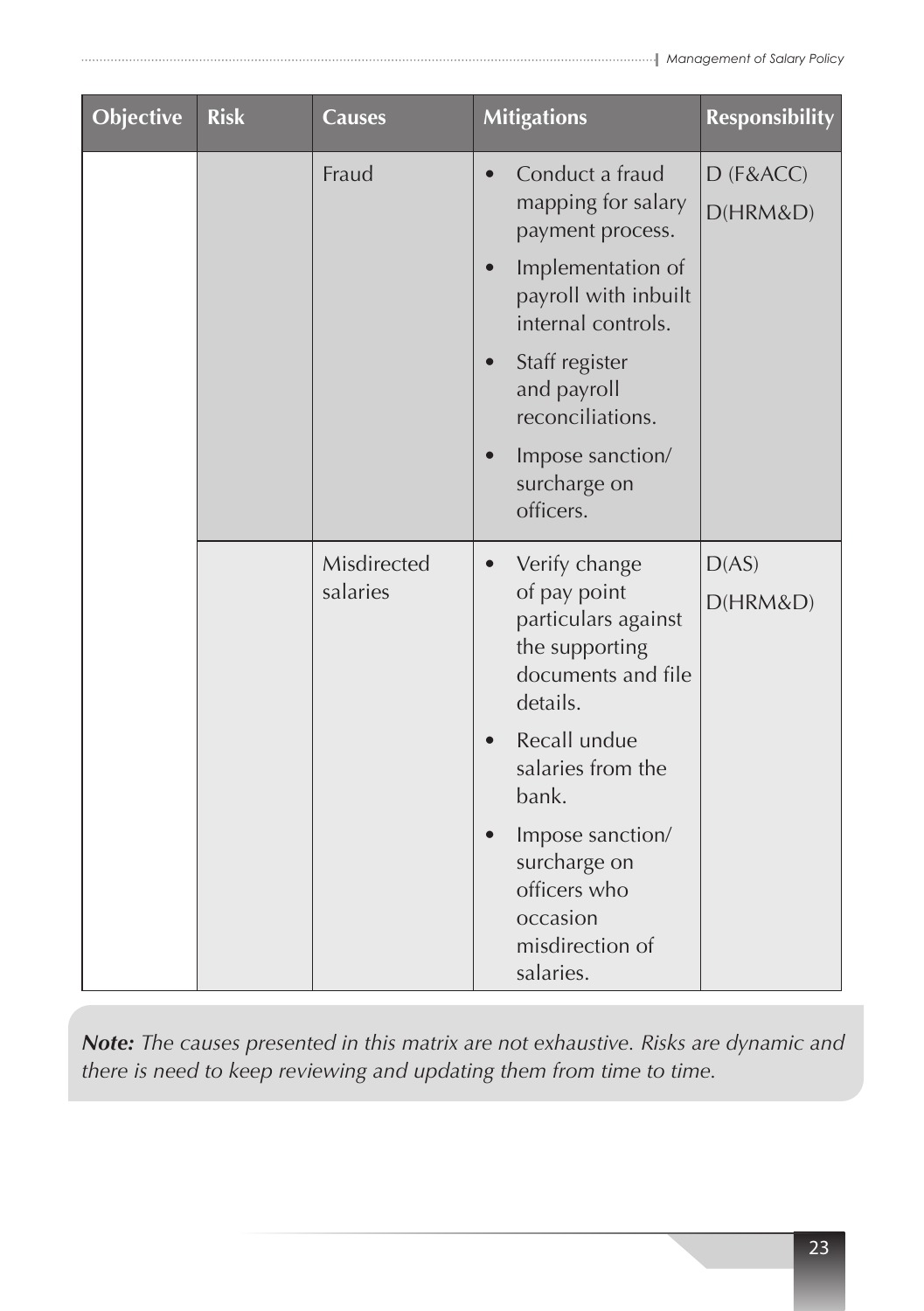| Objective | Risk | Causes | Mitigations | Responsibility |
|---|---|---|---|---|
| | | Fraud | • Conduct a fraud mapping for salary payment process.<br>• Implementation of payroll with inbuilt internal controls.<br>• Staff register and payroll reconciliations.<br>• Impose sanction/ surcharge on officers. | D (F&ACC)<br>D(HRM&D) |
| | | Misdirected salaries | • Verify change of pay point particulars against the supporting documents and file details.<br>• Recall undue salaries from the bank.<br>• Impose sanction/ surcharge on officers who occasion misdirection of salaries. | D(AS)<br>D(HRM&D) |

***Note:*** *The causes presented in this matrix are not exhaustive. Risks are dynamic and there is need to keep reviewing and updating them from time to time.*